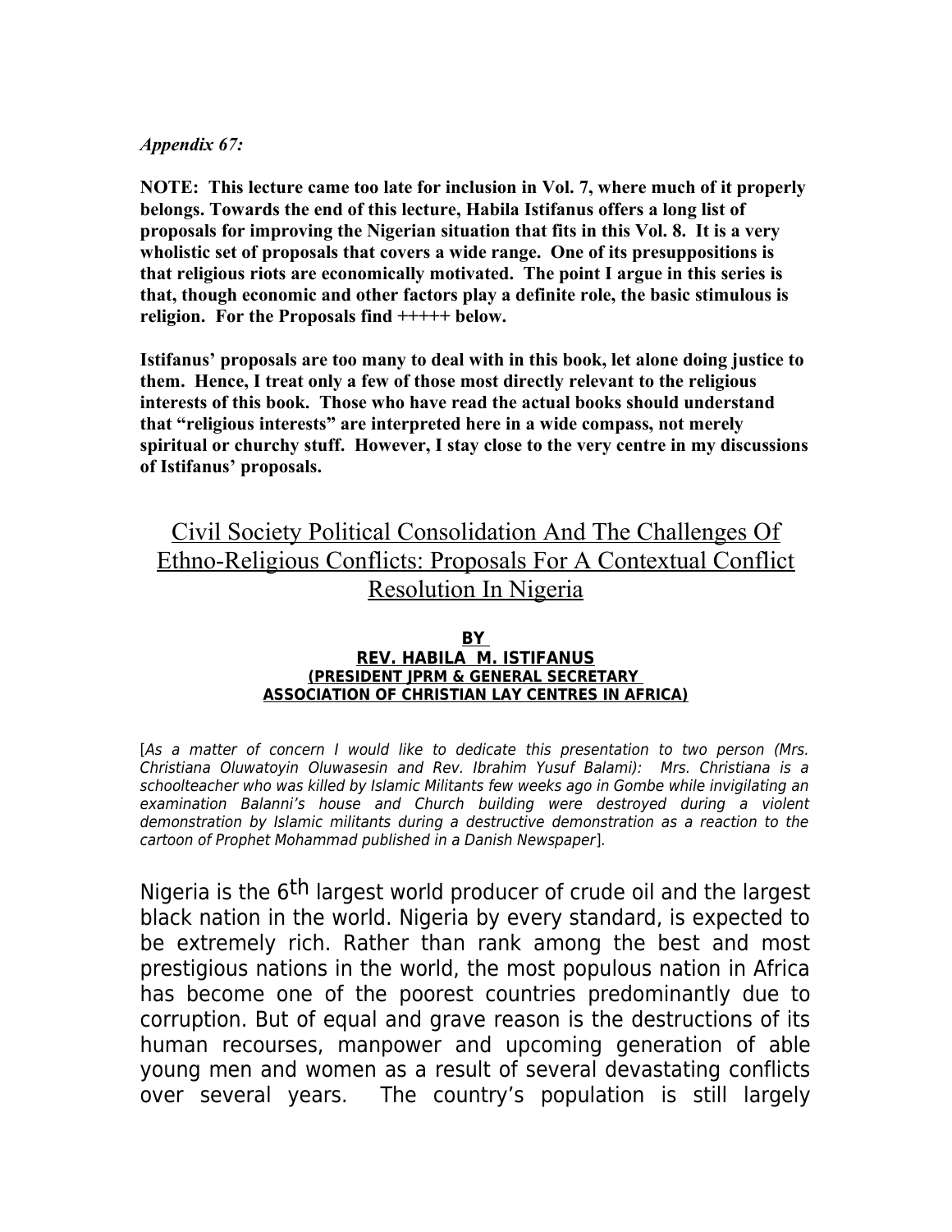*Appendix 67:*

**NOTE: This lecture came too late for inclusion in Vol. 7, where much of it properly belongs. Towards the end of this lecture, Habila Istifanus offers a long list of proposals for improving the Nigerian situation that fits in this Vol. 8. It is a very wholistic set of proposals that covers a wide range. One of its presuppositions is that religious riots are economically motivated. The point I argue in this series is that, though economic and other factors play a definite role, the basic stimulous is religion. For the Proposals find +++++ below.**

**Istifanus' proposals are too many to deal with in this book, let alone doing justice to them. Hence, I treat only a few of those most directly relevant to the religious interests of this book. Those who have read the actual books should understand that "religious interests" are interpreted here in a wide compass, not merely spiritual or churchy stuff. However, I stay close to the very centre in my discussions of Istifanus' proposals.**

# Civil Society Political Consolidation And The Challenges Of Ethno-Religious Conflicts: Proposals For A Contextual Conflict Resolution In Nigeria

**BY**
**REV. HABILA M. ISTIFANUS**
**(PRESIDENT JPRM & GENERAL SECRETARY ASSOCIATION OF CHRISTIAN LAY CENTRES IN AFRICA)**

[*As a matter of concern I would like to dedicate this presentation to two person (Mrs. Christiana Oluwatoyin Oluwasesin and Rev. Ibrahim Yusuf Balami): Mrs. Christiana is a schoolteacher who was killed by Islamic Militants few weeks ago in Gombe while invigilating an examination Balanni's house and Church building were destroyed during a violent demonstration by Islamic militants during a destructive demonstration as a reaction to the cartoon of Prophet Mohammad published in a Danish Newspaper*].

Nigeria is the 6th largest world producer of crude oil and the largest black nation in the world. Nigeria by every standard, is expected to be extremely rich. Rather than rank among the best and most prestigious nations in the world, the most populous nation in Africa has become one of the poorest countries predominantly due to corruption. But of equal and grave reason is the destructions of its human recourses, manpower and upcoming generation of able young men and women as a result of several devastating conflicts over several years. The country's population is still largely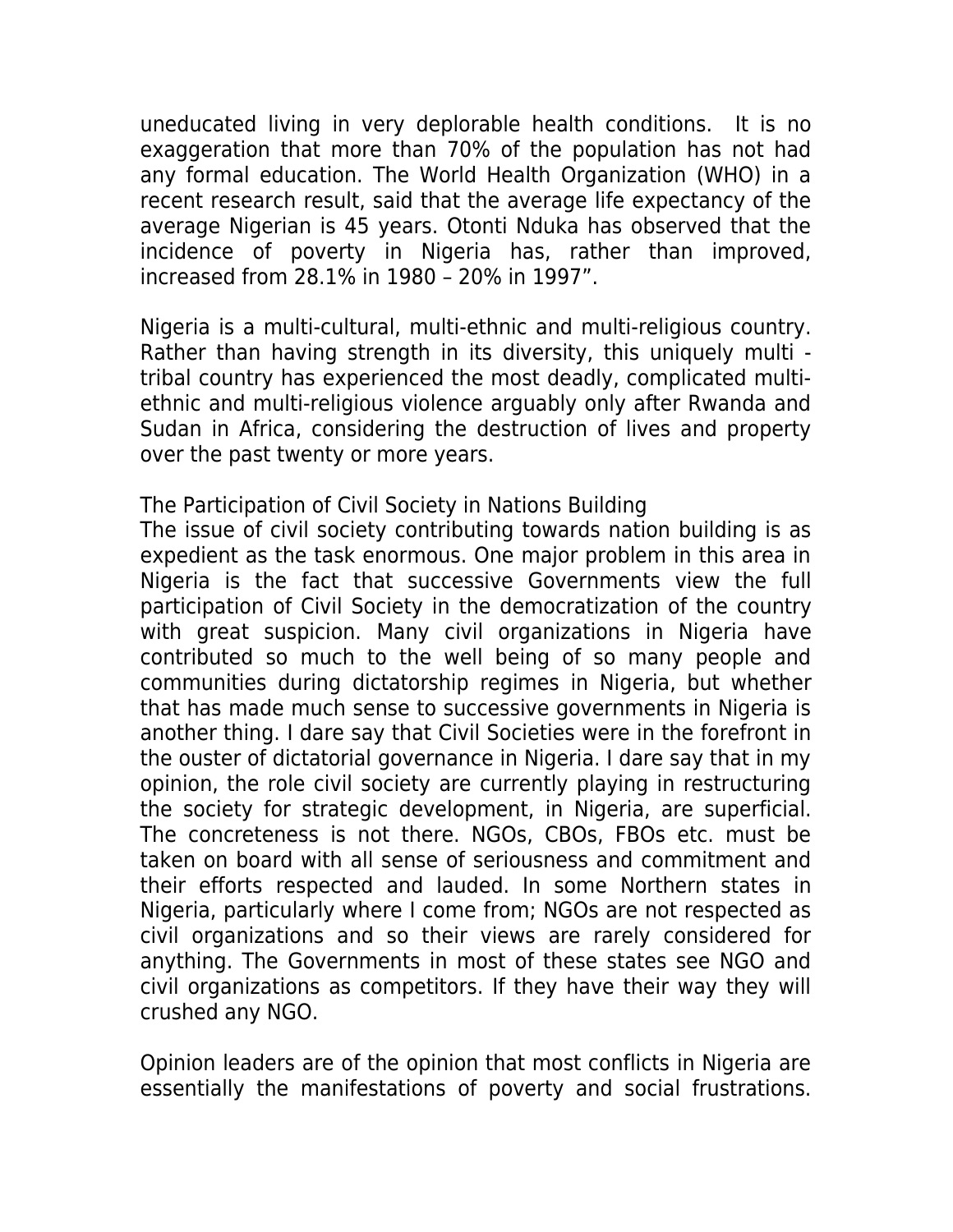uneducated living in very deplorable health conditions. It is no exaggeration that more than 70% of the population has not had any formal education. The World Health Organization (WHO) in a recent research result, said that the average life expectancy of the average Nigerian is 45 years. Otonti Nduka has observed that the incidence of poverty in Nigeria has, rather than improved, increased from 28.1% in 1980 – 20% in 1997".

Nigeria is a multi-cultural, multi-ethnic and multi-religious country. Rather than having strength in its diversity, this uniquely multi - tribal country has experienced the most deadly, complicated multi-ethnic and multi-religious violence arguably only after Rwanda and Sudan in Africa, considering the destruction of lives and property over the past twenty or more years.

## The Participation of Civil Society in Nations Building

The issue of civil society contributing towards nation building is as expedient as the task enormous. One major problem in this area in Nigeria is the fact that successive Governments view the full participation of Civil Society in the democratization of the country with great suspicion. Many civil organizations in Nigeria have contributed so much to the well being of so many people and communities during dictatorship regimes in Nigeria, but whether that has made much sense to successive governments in Nigeria is another thing. I dare say that Civil Societies were in the forefront in the ouster of dictatorial governance in Nigeria. I dare say that in my opinion, the role civil society are currently playing in restructuring the society for strategic development, in Nigeria, are superficial. The concreteness is not there. NGOs, CBOs, FBOs etc. must be taken on board with all sense of seriousness and commitment and their efforts respected and lauded. In some Northern states in Nigeria, particularly where I come from; NGOs are not respected as civil organizations and so their views are rarely considered for anything. The Governments in most of these states see NGO and civil organizations as competitors. If they have their way they will crushed any NGO.

Opinion leaders are of the opinion that most conflicts in Nigeria are essentially the manifestations of poverty and social frustrations.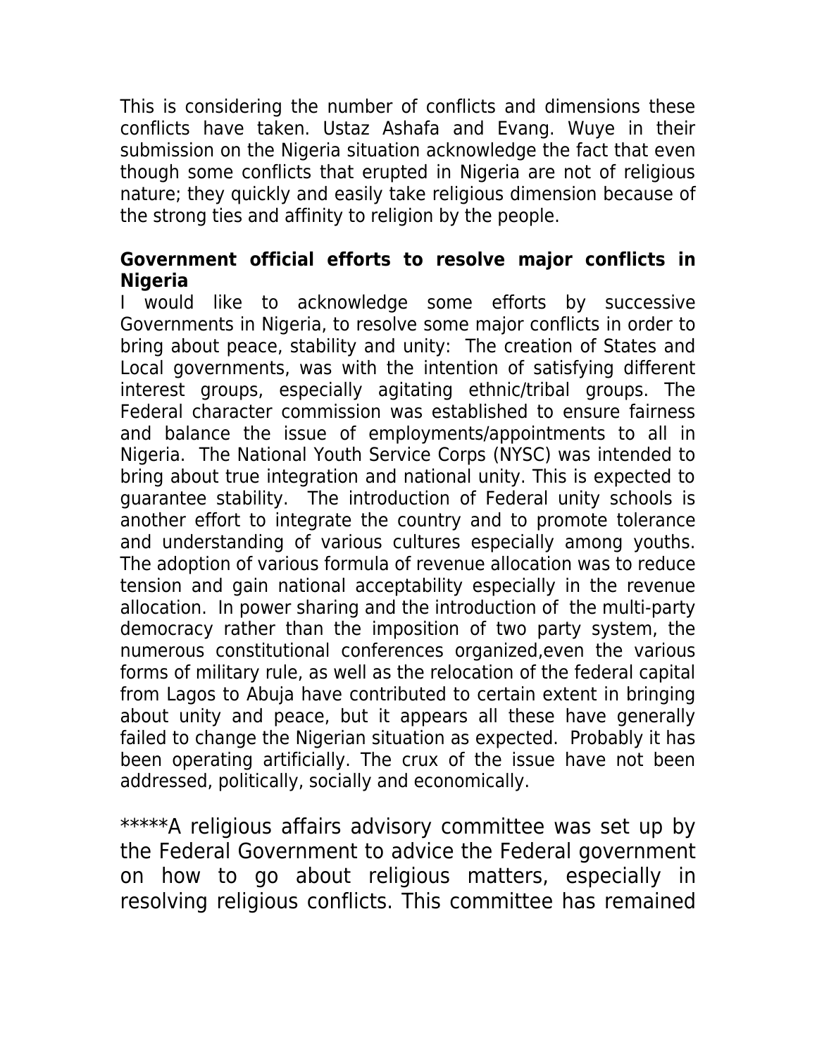This is considering the number of conflicts and dimensions these conflicts have taken. Ustaz Ashafa and Evang. Wuye in their submission on the Nigeria situation acknowledge the fact that even though some conflicts that erupted in Nigeria are not of religious nature; they quickly and easily take religious dimension because of the strong ties and affinity to religion by the people.

**Government official efforts to resolve major conflicts in Nigeria**

I would like to acknowledge some efforts by successive Governments in Nigeria, to resolve some major conflicts in order to bring about peace, stability and unity: The creation of States and Local governments, was with the intention of satisfying different interest groups, especially agitating ethnic/tribal groups. The Federal character commission was established to ensure fairness and balance the issue of employments/appointments to all in Nigeria. The National Youth Service Corps (NYSC) was intended to bring about true integration and national unity. This is expected to guarantee stability. The introduction of Federal unity schools is another effort to integrate the country and to promote tolerance and understanding of various cultures especially among youths. The adoption of various formula of revenue allocation was to reduce tension and gain national acceptability especially in the revenue allocation. In power sharing and the introduction of the multi-party democracy rather than the imposition of two party system, the numerous constitutional conferences organized,even the various forms of military rule, as well as the relocation of the federal capital from Lagos to Abuja have contributed to certain extent in bringing about unity and peace, but it appears all these have generally failed to change the Nigerian situation as expected. Probably it has been operating artificially. The crux of the issue have not been addressed, politically, socially and economically.

*****A religious affairs advisory committee was set up by the Federal Government to advice the Federal government on how to go about religious matters, especially in resolving religious conflicts. This committee has remained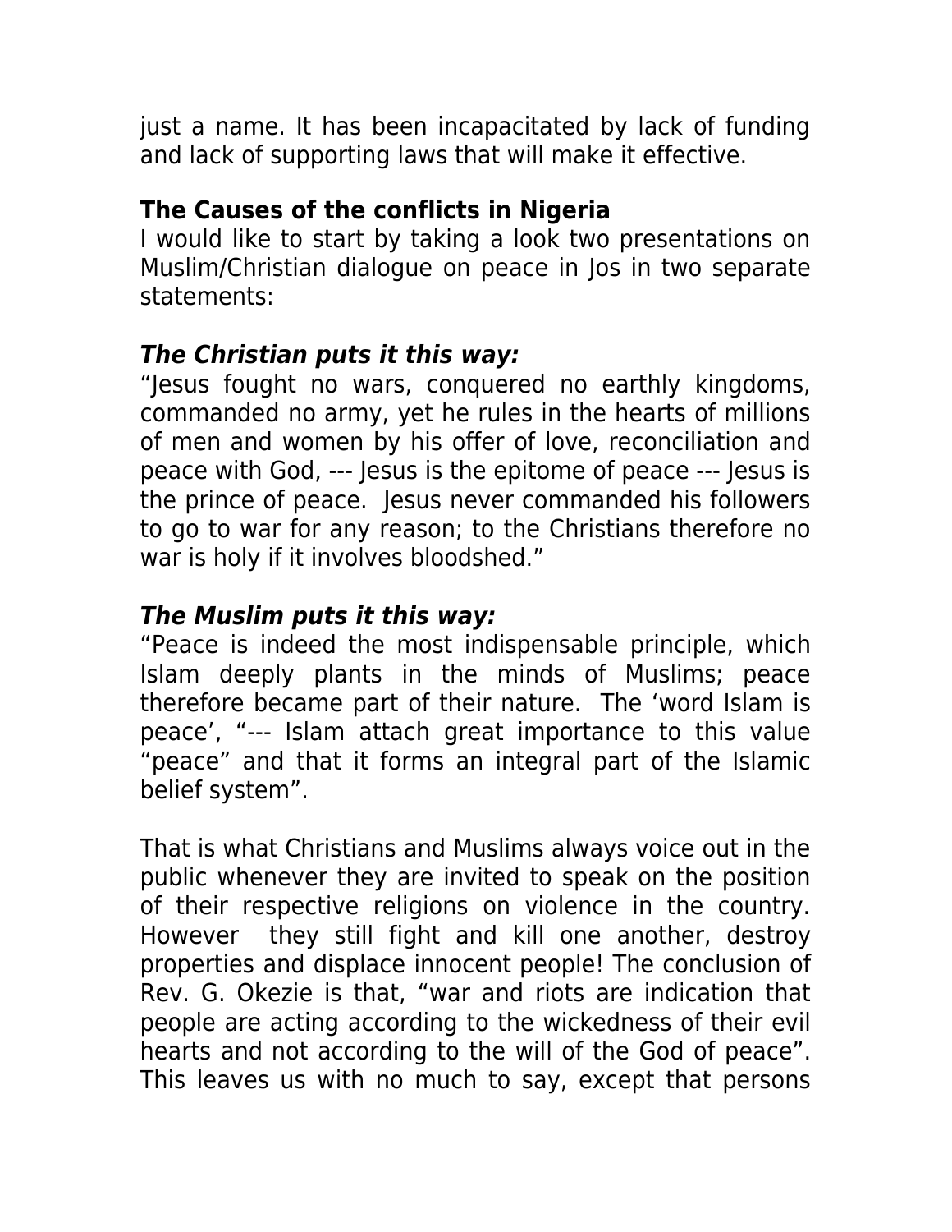just a name. It has been incapacitated by lack of funding and lack of supporting laws that will make it effective.

**The Causes of the conflicts in Nigeria**

I would like to start by taking a look two presentations on Muslim/Christian dialogue on peace in Jos in two separate statements:

***The Christian puts it this way:***

"Jesus fought no wars, conquered no earthly kingdoms, commanded no army, yet he rules in the hearts of millions of men and women by his offer of love, reconciliation and peace with God, --- Jesus is the epitome of peace --- Jesus is the prince of peace. Jesus never commanded his followers to go to war for any reason; to the Christians therefore no war is holy if it involves bloodshed."

***The Muslim puts it this way:***

"Peace is indeed the most indispensable principle, which Islam deeply plants in the minds of Muslims; peace therefore became part of their nature. The 'word Islam is peace', "--- Islam attach great importance to this value "peace" and that it forms an integral part of the Islamic belief system".

That is what Christians and Muslims always voice out in the public whenever they are invited to speak on the position of their respective religions on violence in the country. However they still fight and kill one another, destroy properties and displace innocent people! The conclusion of Rev. G. Okezie is that, "war and riots are indication that people are acting according to the wickedness of their evil hearts and not according to the will of the God of peace". This leaves us with no much to say, except that persons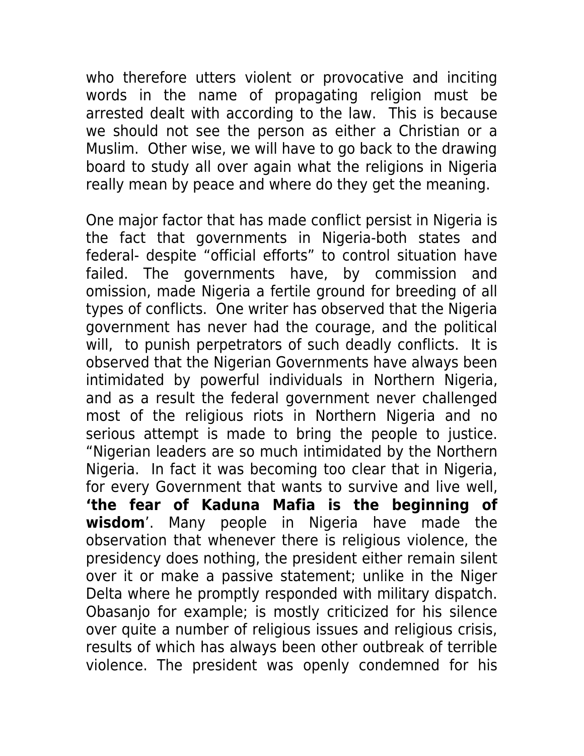who therefore utters violent or provocative and inciting words in the name of propagating religion must be arrested dealt with according to the law. This is because we should not see the person as either a Christian or a Muslim. Other wise, we will have to go back to the drawing board to study all over again what the religions in Nigeria really mean by peace and where do they get the meaning.

One major factor that has made conflict persist in Nigeria is the fact that governments in Nigeria-both states and federal- despite "official efforts" to control situation have failed. The governments have, by commission and omission, made Nigeria a fertile ground for breeding of all types of conflicts. One writer has observed that the Nigeria government has never had the courage, and the political will, to punish perpetrators of such deadly conflicts. It is observed that the Nigerian Governments have always been intimidated by powerful individuals in Northern Nigeria, and as a result the federal government never challenged most of the religious riots in Northern Nigeria and no serious attempt is made to bring the people to justice. "Nigerian leaders are so much intimidated by the Northern Nigeria. In fact it was becoming too clear that in Nigeria, for every Government that wants to survive and live well, **'the fear of Kaduna Mafia is the beginning of wisdom**'. Many people in Nigeria have made the observation that whenever there is religious violence, the presidency does nothing, the president either remain silent over it or make a passive statement; unlike in the Niger Delta where he promptly responded with military dispatch. Obasanjo for example; is mostly criticized for his silence over quite a number of religious issues and religious crisis, results of which has always been other outbreak of terrible violence. The president was openly condemned for his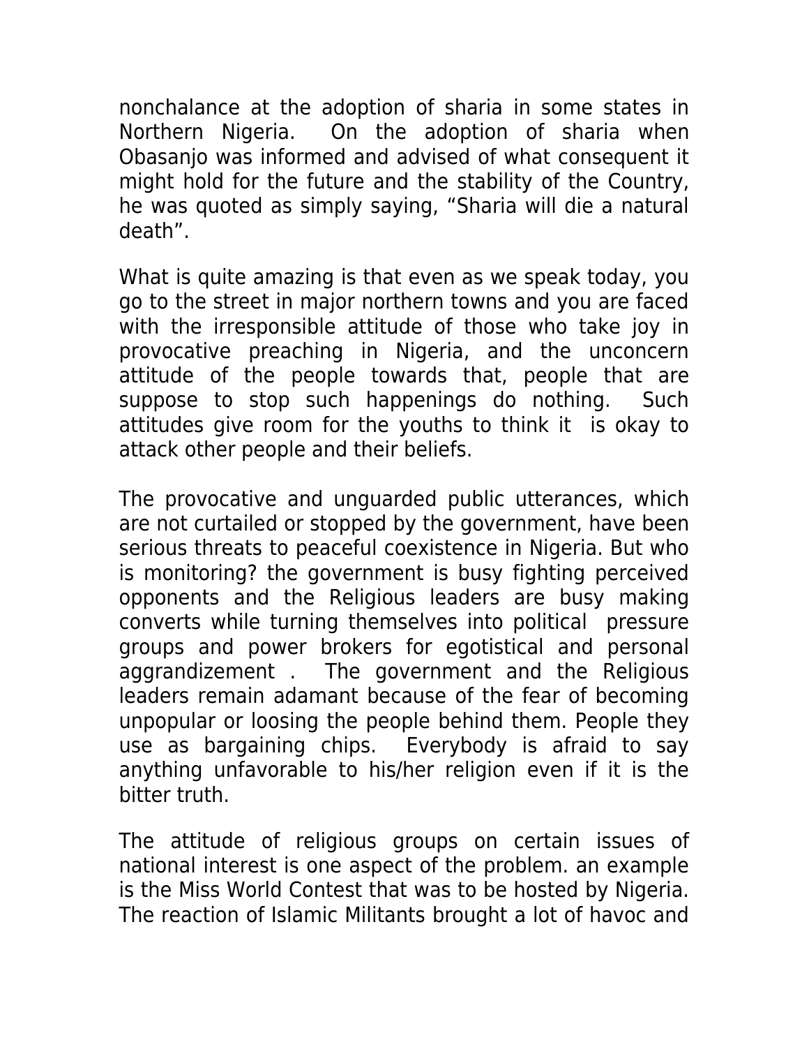nonchalance at the adoption of sharia in some states in Northern Nigeria. On the adoption of sharia when Obasanjo was informed and advised of what consequent it might hold for the future and the stability of the Country, he was quoted as simply saying, “Sharia will die a natural death”.

What is quite amazing is that even as we speak today, you go to the street in major northern towns and you are faced with the irresponsible attitude of those who take joy in provocative preaching in Nigeria, and the unconcern attitude of the people towards that, people that are suppose to stop such happenings do nothing. Such attitudes give room for the youths to think it is okay to attack other people and their beliefs.

The provocative and unguarded public utterances, which are not curtailed or stopped by the government, have been serious threats to peaceful coexistence in Nigeria. But who is monitoring? the government is busy fighting perceived opponents and the Religious leaders are busy making converts while turning themselves into political pressure groups and power brokers for egotistical and personal aggrandizement . The government and the Religious leaders remain adamant because of the fear of becoming unpopular or loosing the people behind them. People they use as bargaining chips. Everybody is afraid to say anything unfavorable to his/her religion even if it is the bitter truth.

The attitude of religious groups on certain issues of national interest is one aspect of the problem. an example is the Miss World Contest that was to be hosted by Nigeria. The reaction of Islamic Militants brought a lot of havoc and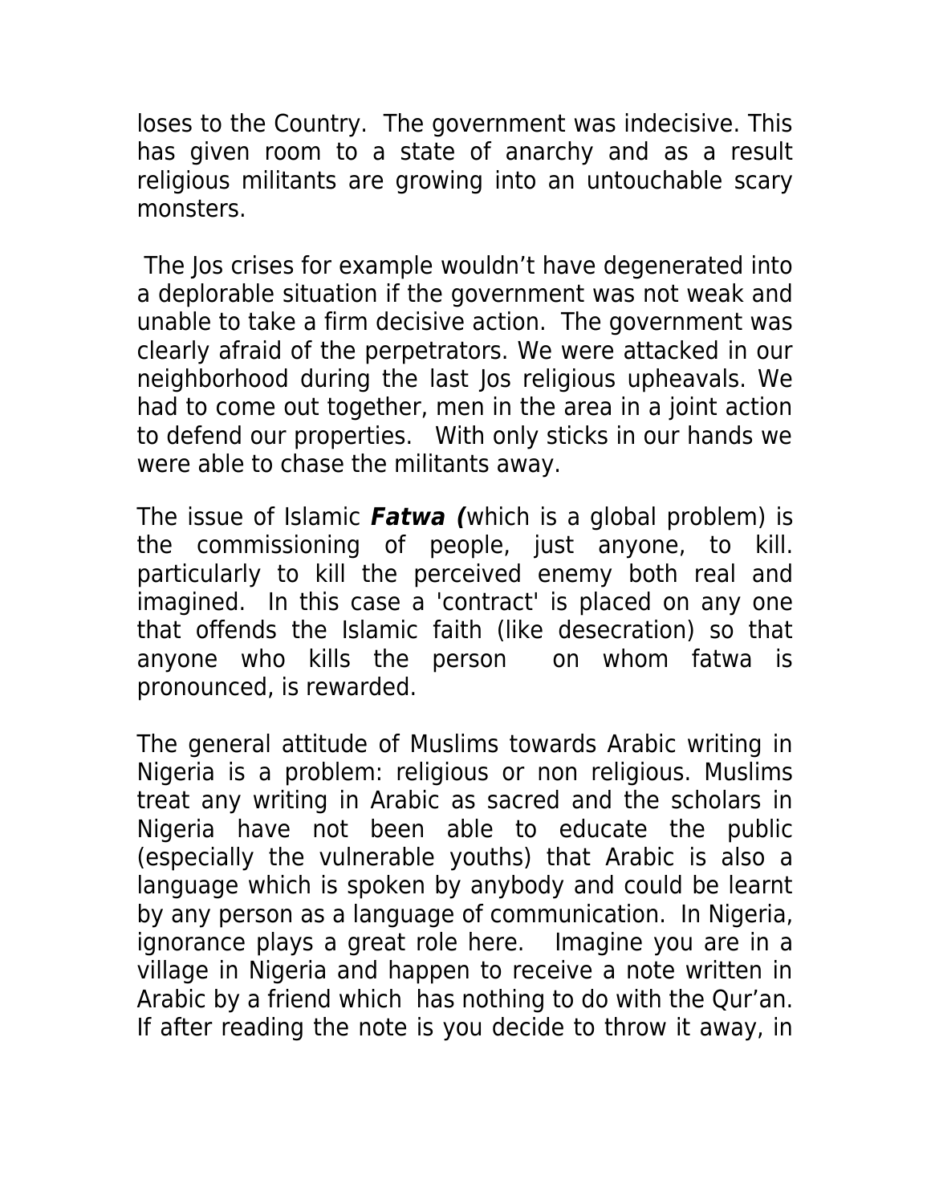loses to the Country. The government was indecisive. This has given room to a state of anarchy and as a result religious militants are growing into an untouchable scary monsters.

The Jos crises for example wouldn't have degenerated into a deplorable situation if the government was not weak and unable to take a firm decisive action. The government was clearly afraid of the perpetrators. We were attacked in our neighborhood during the last Jos religious upheavals. We had to come out together, men in the area in a joint action to defend our properties. With only sticks in our hands we were able to chase the militants away.

The issue of Islamic ***Fatwa (***which is a global problem) is the commissioning of people, just anyone, to kill. particularly to kill the perceived enemy both real and imagined. In this case a 'contract' is placed on any one that offends the Islamic faith (like desecration) so that anyone who kills the person on whom fatwa is pronounced, is rewarded.

The general attitude of Muslims towards Arabic writing in Nigeria is a problem: religious or non religious. Muslims treat any writing in Arabic as sacred and the scholars in Nigeria have not been able to educate the public (especially the vulnerable youths) that Arabic is also a language which is spoken by anybody and could be learnt by any person as a language of communication. In Nigeria, ignorance plays a great role here. Imagine you are in a village in Nigeria and happen to receive a note written in Arabic by a friend which has nothing to do with the Qur'an. If after reading the note is you decide to throw it away, in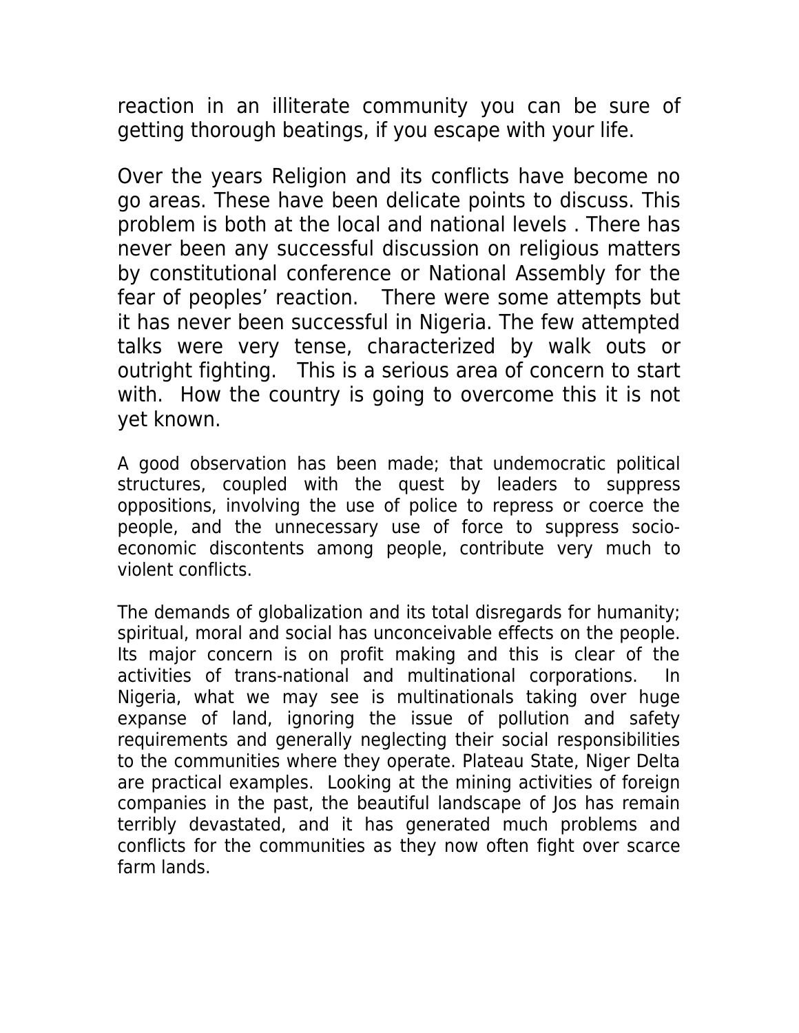reaction in an illiterate community you can be sure of getting thorough beatings, if you escape with your life.

Over the years Religion and its conflicts have become no go areas. These have been delicate points to discuss. This problem is both at the local and national levels . There has never been any successful discussion on religious matters by constitutional conference or National Assembly for the fear of peoples' reaction. There were some attempts but it has never been successful in Nigeria. The few attempted talks were very tense, characterized by walk outs or outright fighting. This is a serious area of concern to start with. How the country is going to overcome this it is not yet known.

A good observation has been made; that undemocratic political structures, coupled with the quest by leaders to suppress oppositions, involving the use of police to repress or coerce the people, and the unnecessary use of force to suppress socio-economic discontents among people, contribute very much to violent conflicts.

The demands of globalization and its total disregards for humanity; spiritual, moral and social has unconceivable effects on the people. Its major concern is on profit making and this is clear of the activities of trans-national and multinational corporations. In Nigeria, what we may see is multinationals taking over huge expanse of land, ignoring the issue of pollution and safety requirements and generally neglecting their social responsibilities to the communities where they operate. Plateau State, Niger Delta are practical examples. Looking at the mining activities of foreign companies in the past, the beautiful landscape of Jos has remain terribly devastated, and it has generated much problems and conflicts for the communities as they now often fight over scarce farm lands.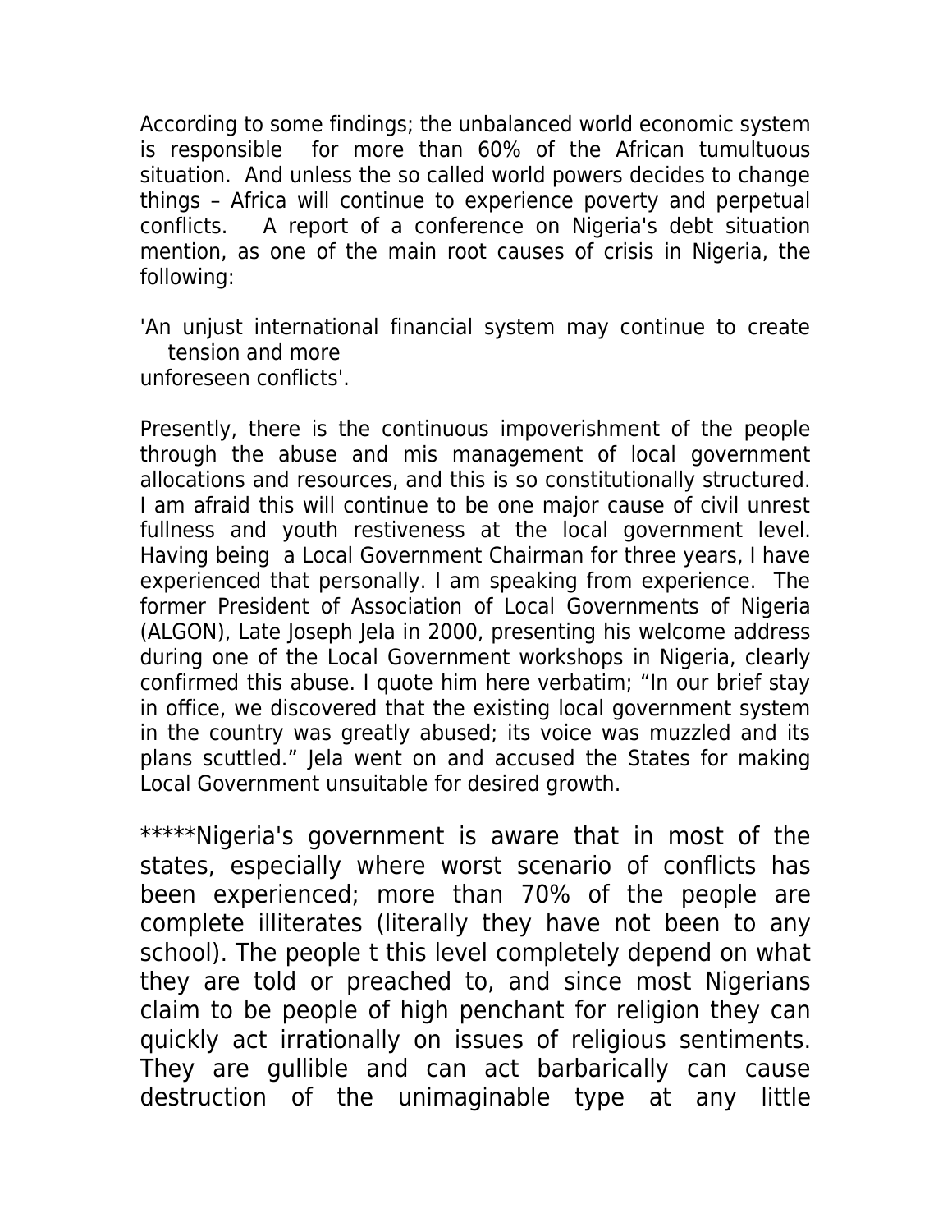According to some findings; the unbalanced world economic system is responsible for more than 60% of the African tumultuous situation. And unless the so called world powers decides to change things – Africa will continue to experience poverty and perpetual conflicts. A report of a conference on Nigeria's debt situation mention, as one of the main root causes of crisis in Nigeria, the following:

'An unjust international financial system may continue to create tension and more unforeseen conflicts'.

Presently, there is the continuous impoverishment of the people through the abuse and mis management of local government allocations and resources, and this is so constitutionally structured. I am afraid this will continue to be one major cause of civil unrest fullness and youth restiveness at the local government level. Having being a Local Government Chairman for three years, I have experienced that personally. I am speaking from experience. The former President of Association of Local Governments of Nigeria (ALGON), Late Joseph Jela in 2000, presenting his welcome address during one of the Local Government workshops in Nigeria, clearly confirmed this abuse. I quote him here verbatim; "In our brief stay in office, we discovered that the existing local government system in the country was greatly abused; its voice was muzzled and its plans scuttled." Jela went on and accused the States for making Local Government unsuitable for desired growth.

*****Nigeria's government is aware that in most of the states, especially where worst scenario of conflicts has been experienced; more than 70% of the people are complete illiterates (literally they have not been to any school). The people t this level completely depend on what they are told or preached to, and since most Nigerians claim to be people of high penchant for religion they can quickly act irrationally on issues of religious sentiments. They are gullible and can act barbarically can cause destruction of the unimaginable type at any little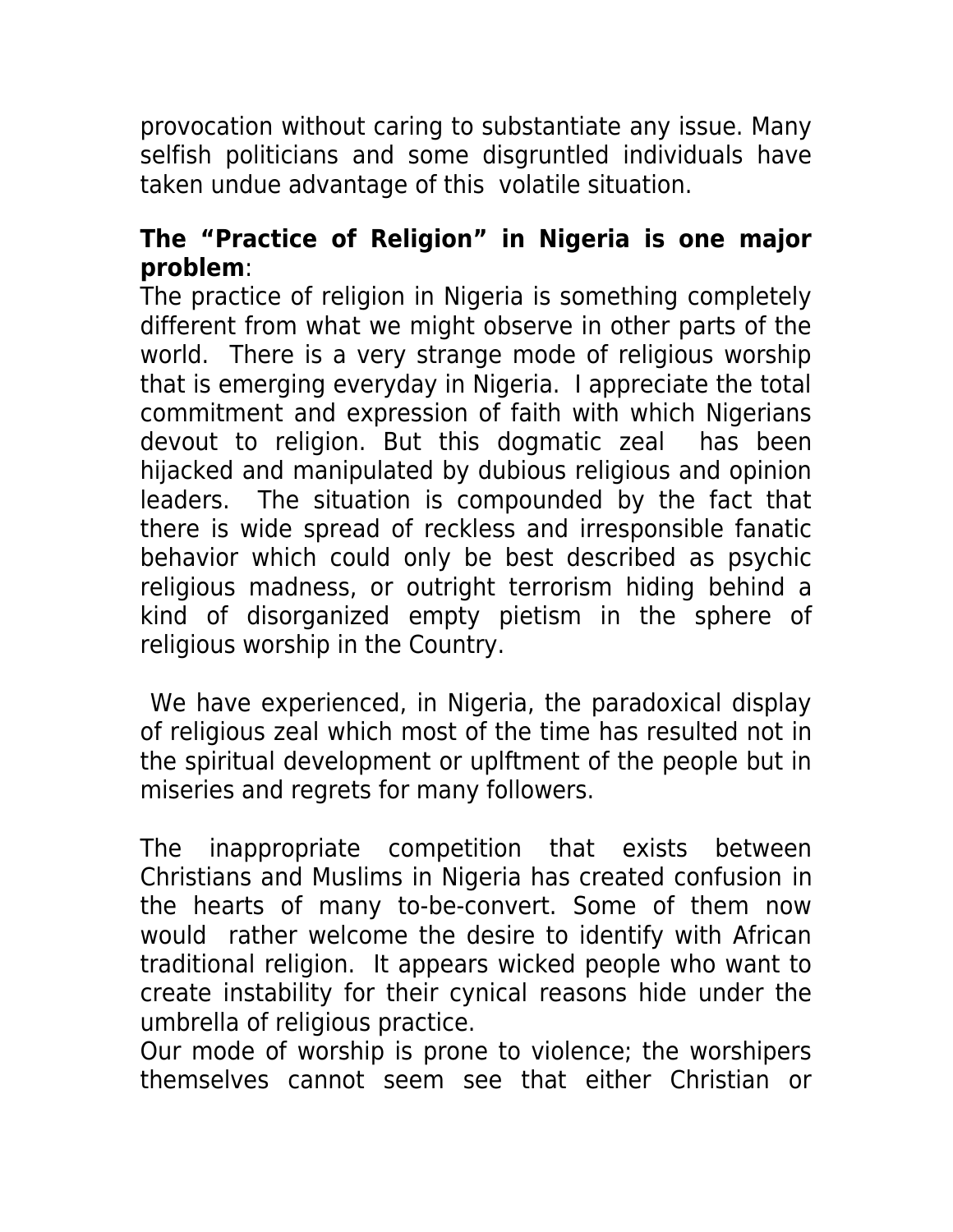provocation without caring to substantiate any issue. Many selfish politicians and some disgruntled individuals have taken undue advantage of this volatile situation.

**The "Practice of Religion" in Nigeria is one major problem**:
The practice of religion in Nigeria is something completely different from what we might observe in other parts of the world. There is a very strange mode of religious worship that is emerging everyday in Nigeria. I appreciate the total commitment and expression of faith with which Nigerians devout to religion. But this dogmatic zeal has been hijacked and manipulated by dubious religious and opinion leaders. The situation is compounded by the fact that there is wide spread of reckless and irresponsible fanatic behavior which could only be best described as psychic religious madness, or outright terrorism hiding behind a kind of disorganized empty pietism in the sphere of religious worship in the Country.

We have experienced, in Nigeria, the paradoxical display of religious zeal which most of the time has resulted not in the spiritual development or uplftment of the people but in miseries and regrets for many followers.

The inappropriate competition that exists between Christians and Muslims in Nigeria has created confusion in the hearts of many to-be-convert. Some of them now would rather welcome the desire to identify with African traditional religion. It appears wicked people who want to create instability for their cynical reasons hide under the umbrella of religious practice.
Our mode of worship is prone to violence; the worshipers themselves cannot seem see that either Christian or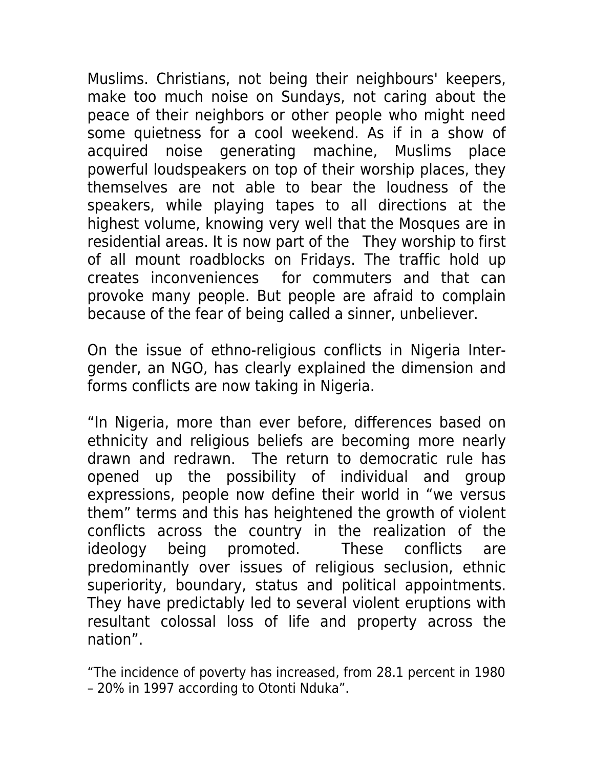Muslims. Christians, not being their neighbours' keepers, make too much noise on Sundays, not caring about the peace of their neighbors or other people who might need some quietness for a cool weekend. As if in a show of acquired noise generating machine, Muslims place powerful loudspeakers on top of their worship places, they themselves are not able to bear the loudness of the speakers, while playing tapes to all directions at the highest volume, knowing very well that the Mosques are in residential areas. It is now part of the  They worship to first of all mount roadblocks on Fridays. The traffic hold up creates inconveniences  for commuters and that can provoke many people. But people are afraid to complain because of the fear of being called a sinner, unbeliever.

On the issue of ethno-religious conflicts in Nigeria Inter-gender, an NGO, has clearly explained the dimension and forms conflicts are now taking in Nigeria.

"In Nigeria, more than ever before, differences based on ethnicity and religious beliefs are becoming more nearly drawn and redrawn.  The return to democratic rule has opened up the possibility of individual and group expressions, people now define their world in "we versus them" terms and this has heightened the growth of violent conflicts across the country in the realization of the ideology being promoted.  These conflicts are predominantly over issues of religious seclusion, ethnic superiority, boundary, status and political appointments. They have predictably led to several violent eruptions with resultant colossal loss of life and property across the nation".

"The incidence of poverty has increased, from 28.1 percent in 1980 – 20% in 1997 according to Otonti Nduka".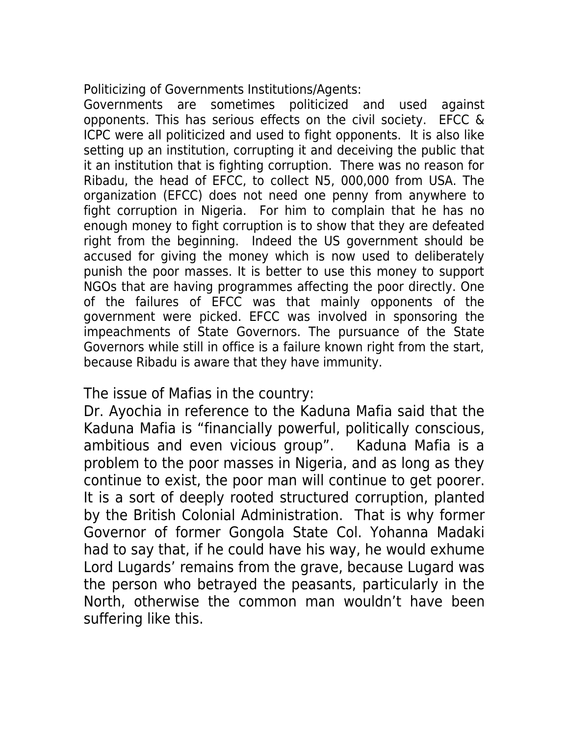Politicizing of Governments Institutions/Agents:

Governments are sometimes politicized and used against opponents. This has serious effects on the civil society. EFCC & ICPC were all politicized and used to fight opponents. It is also like setting up an institution, corrupting it and deceiving the public that it an institution that is fighting corruption. There was no reason for Ribadu, the head of EFCC, to collect N5, 000,000 from USA. The organization (EFCC) does not need one penny from anywhere to fight corruption in Nigeria. For him to complain that he has no enough money to fight corruption is to show that they are defeated right from the beginning. Indeed the US government should be accused for giving the money which is now used to deliberately punish the poor masses. It is better to use this money to support NGOs that are having programmes affecting the poor directly. One of the failures of EFCC was that mainly opponents of the government were picked. EFCC was involved in sponsoring the impeachments of State Governors. The pursuance of the State Governors while still in office is a failure known right from the start, because Ribadu is aware that they have immunity.

The issue of Mafias in the country:

Dr. Ayochia in reference to the Kaduna Mafia said that the Kaduna Mafia is "financially powerful, politically conscious, ambitious and even vicious group". Kaduna Mafia is a problem to the poor masses in Nigeria, and as long as they continue to exist, the poor man will continue to get poorer. It is a sort of deeply rooted structured corruption, planted by the British Colonial Administration. That is why former Governor of former Gongola State Col. Yohanna Madaki had to say that, if he could have his way, he would exhume Lord Lugards' remains from the grave, because Lugard was the person who betrayed the peasants, particularly in the North, otherwise the common man wouldn't have been suffering like this.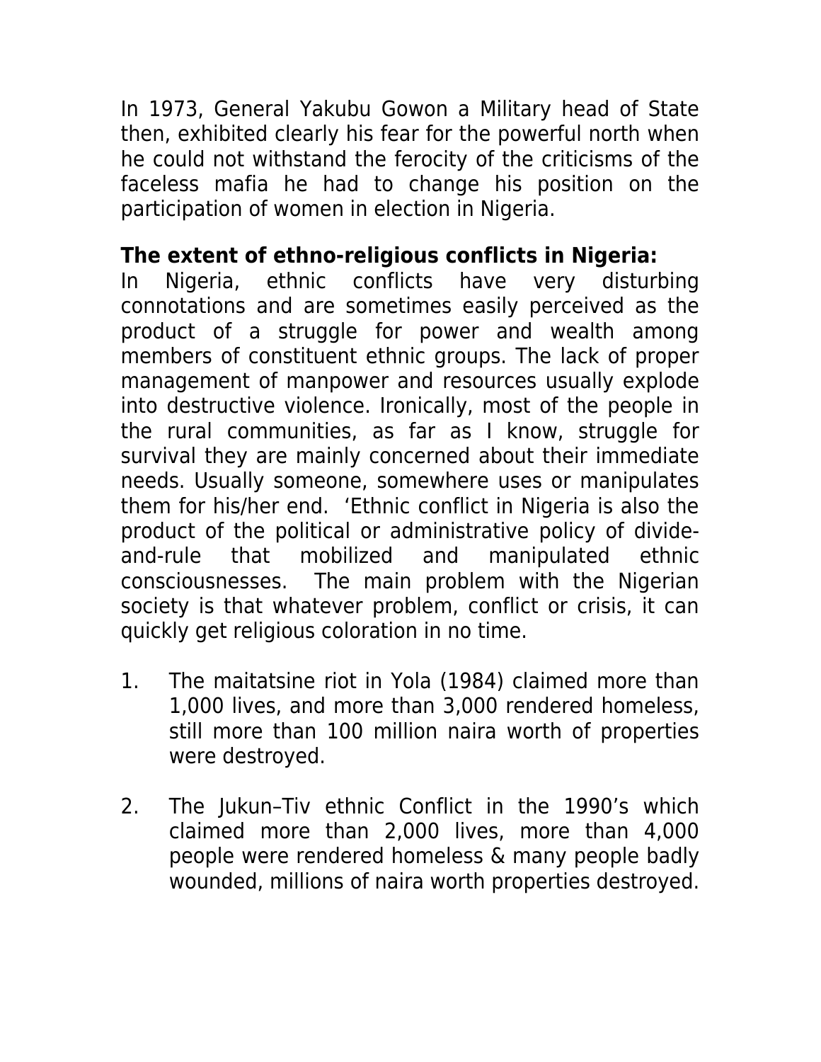In 1973, General Yakubu Gowon a Military head of State then, exhibited clearly his fear for the powerful north when he could not withstand the ferocity of the criticisms of the faceless mafia he had to change his position on the participation of women in election in Nigeria.

**The extent of ethno-religious conflicts in Nigeria:**
In Nigeria, ethnic conflicts have very disturbing connotations and are sometimes easily perceived as the product of a struggle for power and wealth among members of constituent ethnic groups. The lack of proper management of manpower and resources usually explode into destructive violence. Ironically, most of the people in the rural communities, as far as I know, struggle for survival they are mainly concerned about their immediate needs. Usually someone, somewhere uses or manipulates them for his/her end. 'Ethnic conflict in Nigeria is also the product of the political or administrative policy of divide-and-rule that mobilized and manipulated ethnic consciousnesses. The main problem with the Nigerian society is that whatever problem, conflict or crisis, it can quickly get religious coloration in no time.

1. The maitatsine riot in Yola (1984) claimed more than 1,000 lives, and more than 3,000 rendered homeless, still more than 100 million naira worth of properties were destroyed.

2. The Jukun–Tiv ethnic Conflict in the 1990's which claimed more than 2,000 lives, more than 4,000 people were rendered homeless & many people badly wounded, millions of naira worth properties destroyed.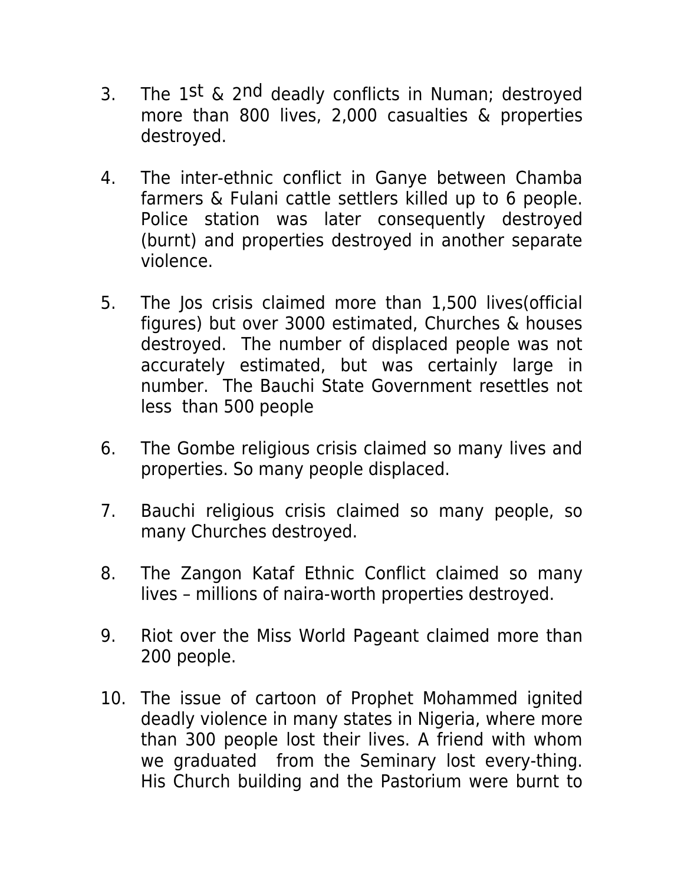3. The 1st & 2nd deadly conflicts in Numan; destroyed more than 800 lives, 2,000 casualties & properties destroyed.

4. The inter-ethnic conflict in Ganye between Chamba farmers & Fulani cattle settlers killed up to 6 people. Police station was later consequently destroyed (burnt) and properties destroyed in another separate violence.

5. The Jos crisis claimed more than 1,500 lives(official figures) but over 3000 estimated, Churches & houses destroyed. The number of displaced people was not accurately estimated, but was certainly large in number. The Bauchi State Government resettles not less than 500 people

6. The Gombe religious crisis claimed so many lives and properties. So many people displaced.

7. Bauchi religious crisis claimed so many people, so many Churches destroyed.

8. The Zangon Kataf Ethnic Conflict claimed so many lives – millions of naira-worth properties destroyed.

9. Riot over the Miss World Pageant claimed more than 200 people.

10. The issue of cartoon of Prophet Mohammed ignited deadly violence in many states in Nigeria, where more than 300 people lost their lives. A friend with whom we graduated from the Seminary lost every-thing. His Church building and the Pastorium were burnt to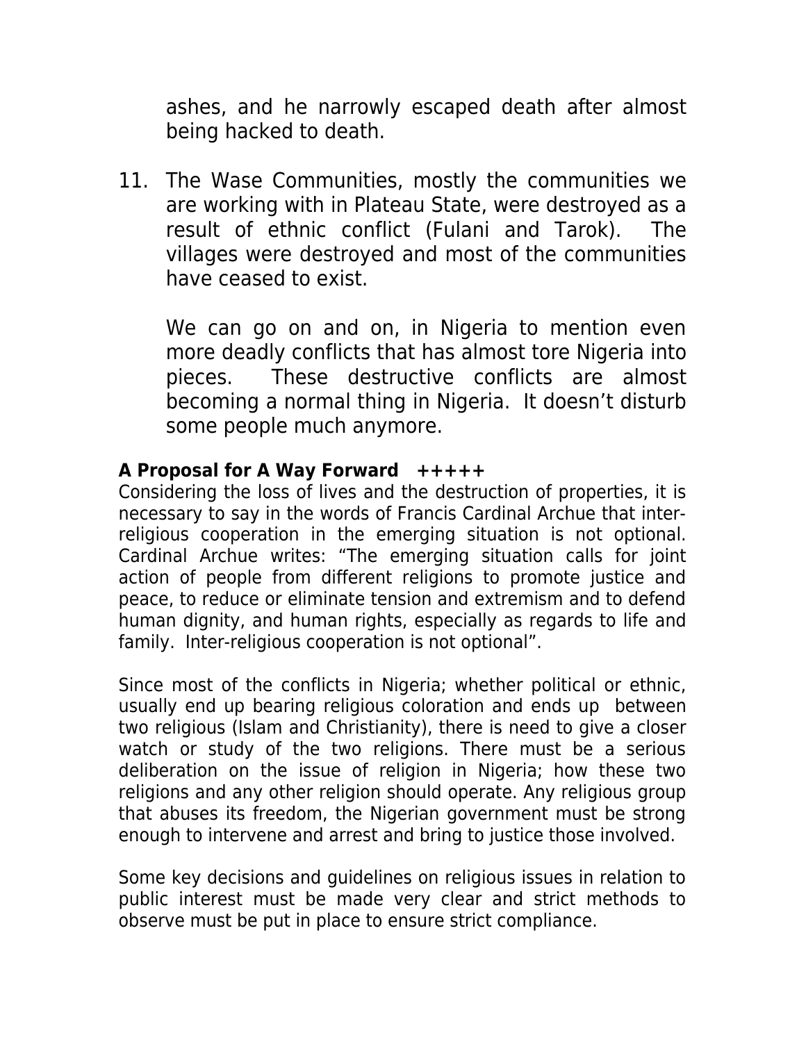ashes, and he narrowly escaped death after almost being hacked to death.

11. The Wase Communities, mostly the communities we are working with in Plateau State, were destroyed as a result of ethnic conflict (Fulani and Tarok). The villages were destroyed and most of the communities have ceased to exist.

    We can go on and on, in Nigeria to mention even more deadly conflicts that has almost tore Nigeria into pieces. These destructive conflicts are almost becoming a normal thing in Nigeria. It doesn't disturb some people much anymore.

**A Proposal for A Way Forward +++++**

Considering the loss of lives and the destruction of properties, it is necessary to say in the words of Francis Cardinal Archue that inter-religious cooperation in the emerging situation is not optional. Cardinal Archue writes: "The emerging situation calls for joint action of people from different religions to promote justice and peace, to reduce or eliminate tension and extremism and to defend human dignity, and human rights, especially as regards to life and family. Inter-religious cooperation is not optional".

Since most of the conflicts in Nigeria; whether political or ethnic, usually end up bearing religious coloration and ends up between two religious (Islam and Christianity), there is need to give a closer watch or study of the two religions. There must be a serious deliberation on the issue of religion in Nigeria; how these two religions and any other religion should operate. Any religious group that abuses its freedom, the Nigerian government must be strong enough to intervene and arrest and bring to justice those involved.

Some key decisions and guidelines on religious issues in relation to public interest must be made very clear and strict methods to observe must be put in place to ensure strict compliance.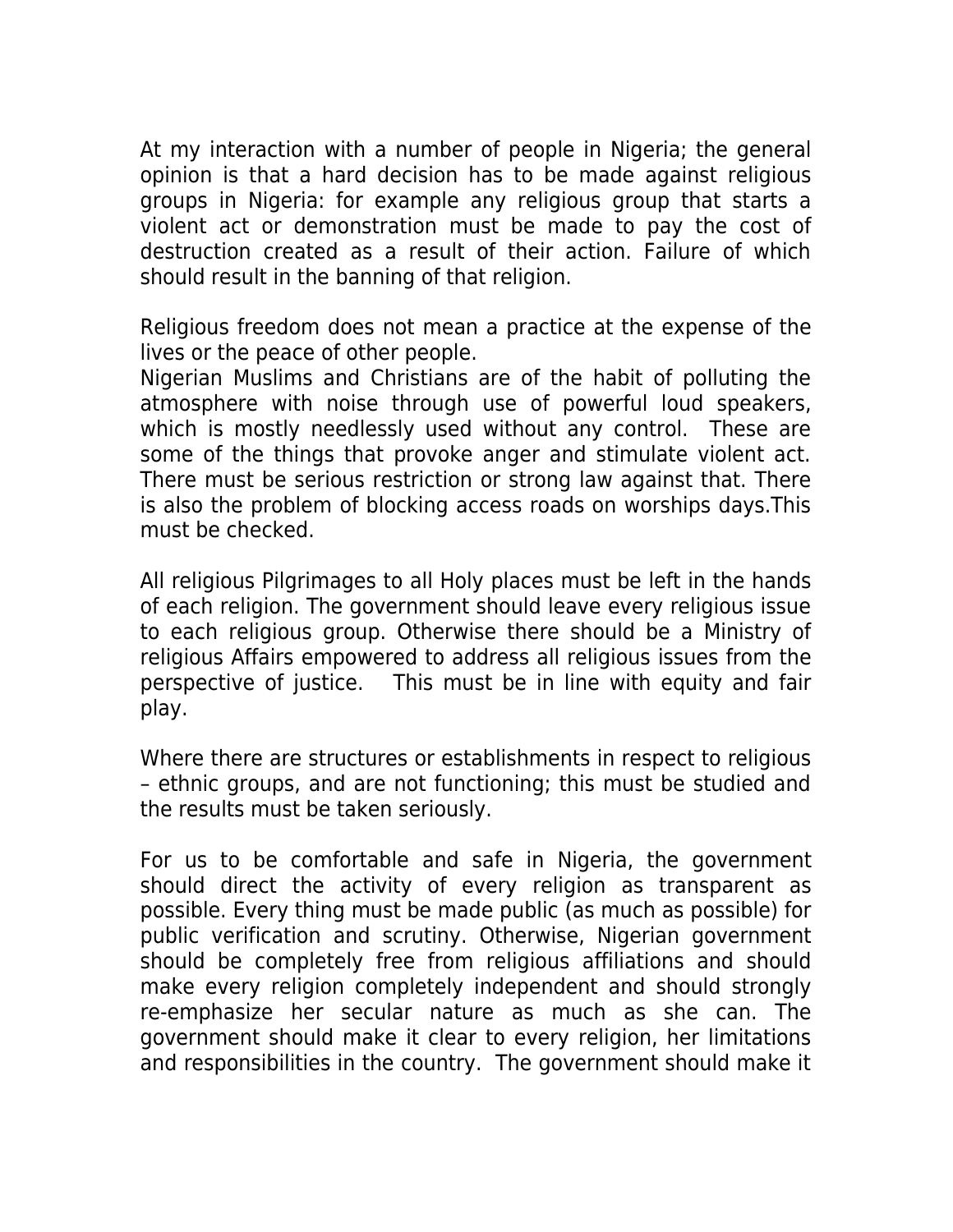At my interaction with a number of people in Nigeria; the general opinion is that a hard decision has to be made against religious groups in Nigeria: for example any religious group that starts a violent act or demonstration must be made to pay the cost of destruction created as a result of their action. Failure of which should result in the banning of that religion.

Religious freedom does not mean a practice at the expense of the lives or the peace of other people.
Nigerian Muslims and Christians are of the habit of polluting the atmosphere with noise through use of powerful loud speakers, which is mostly needlessly used without any control. These are some of the things that provoke anger and stimulate violent act. There must be serious restriction or strong law against that. There is also the problem of blocking access roads on worships days.This must be checked.

All religious Pilgrimages to all Holy places must be left in the hands of each religion. The government should leave every religious issue to each religious group. Otherwise there should be a Ministry of religious Affairs empowered to address all religious issues from the perspective of justice. This must be in line with equity and fair play.

Where there are structures or establishments in respect to religious – ethnic groups, and are not functioning; this must be studied and the results must be taken seriously.

For us to be comfortable and safe in Nigeria, the government should direct the activity of every religion as transparent as possible. Every thing must be made public (as much as possible) for public verification and scrutiny. Otherwise, Nigerian government should be completely free from religious affiliations and should make every religion completely independent and should strongly re-emphasize her secular nature as much as she can. The government should make it clear to every religion, her limitations and responsibilities in the country. The government should make it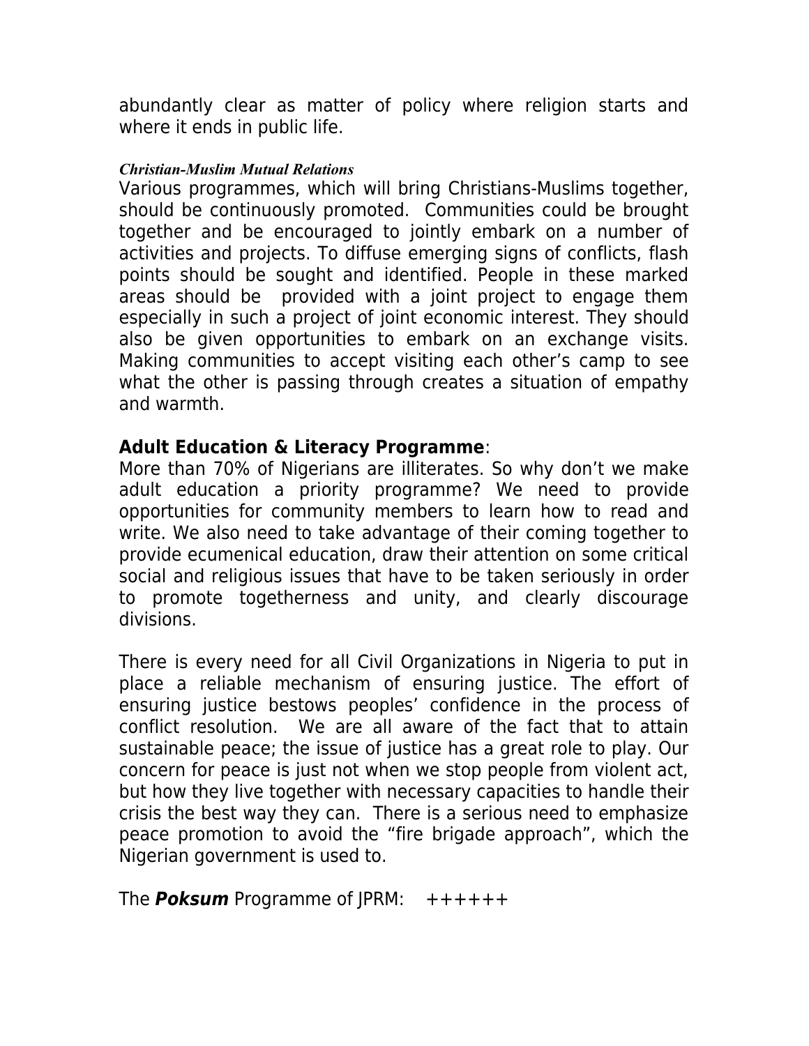abundantly clear as matter of policy where religion starts and where it ends in public life.

***Christian-Muslim Mutual Relations***

Various programmes, which will bring Christians-Muslims together, should be continuously promoted. Communities could be brought together and be encouraged to jointly embark on a number of activities and projects. To diffuse emerging signs of conflicts, flash points should be sought and identified. People in these marked areas should be provided with a joint project to engage them especially in such a project of joint economic interest. They should also be given opportunities to embark on an exchange visits. Making communities to accept visiting each other's camp to see what the other is passing through creates a situation of empathy and warmth.

**Adult Education & Literacy Programme**:

More than 70% of Nigerians are illiterates. So why don't we make adult education a priority programme? We need to provide opportunities for community members to learn how to read and write. We also need to take advantage of their coming together to provide ecumenical education, draw their attention on some critical social and religious issues that have to be taken seriously in order to promote togetherness and unity, and clearly discourage divisions.

There is every need for all Civil Organizations in Nigeria to put in place a reliable mechanism of ensuring justice. The effort of ensuring justice bestows peoples' confidence in the process of conflict resolution. We are all aware of the fact that to attain sustainable peace; the issue of justice has a great role to play. Our concern for peace is just not when we stop people from violent act, but how they live together with necessary capacities to handle their crisis the best way they can. There is a serious need to emphasize peace promotion to avoid the "fire brigade approach", which the Nigerian government is used to.

The ***Poksum*** Programme of JPRM: ++++++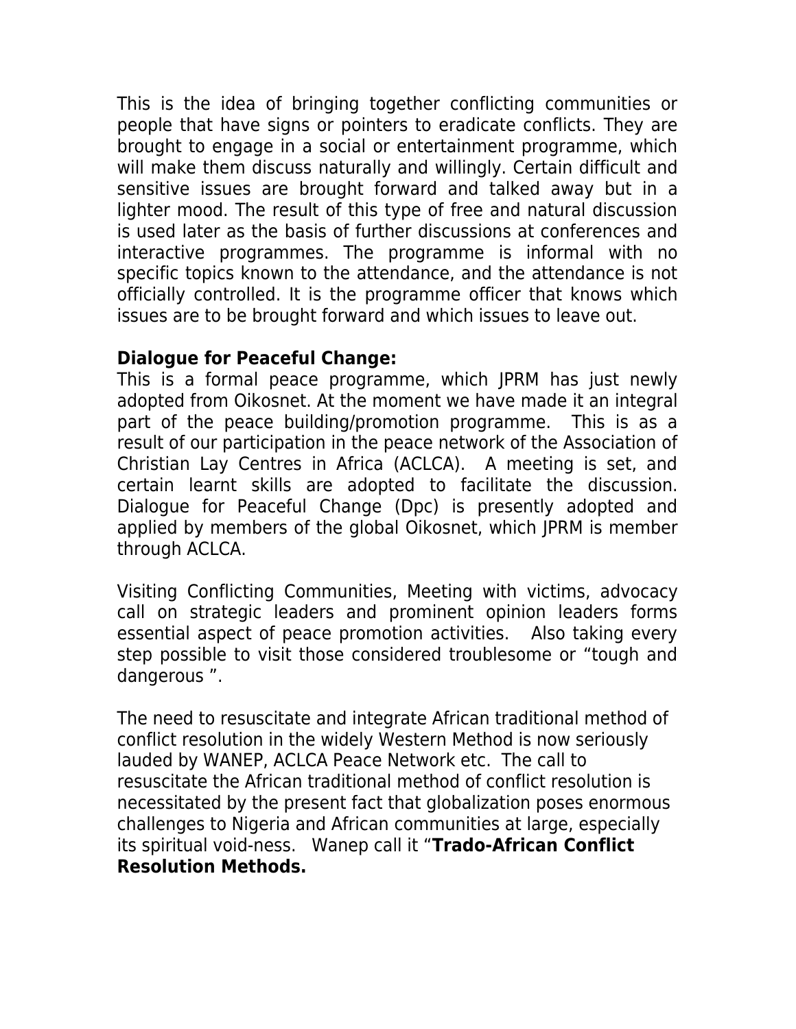This is the idea of bringing together conflicting communities or people that have signs or pointers to eradicate conflicts. They are brought to engage in a social or entertainment programme, which will make them discuss naturally and willingly. Certain difficult and sensitive issues are brought forward and talked away but in a lighter mood. The result of this type of free and natural discussion is used later as the basis of further discussions at conferences and interactive programmes. The programme is informal with no specific topics known to the attendance, and the attendance is not officially controlled. It is the programme officer that knows which issues are to be brought forward and which issues to leave out.

**Dialogue for Peaceful Change:**
This is a formal peace programme, which JPRM has just newly adopted from Oikosnet. At the moment we have made it an integral part of the peace building/promotion programme. This is as a result of our participation in the peace network of the Association of Christian Lay Centres in Africa (ACLCA). A meeting is set, and certain learnt skills are adopted to facilitate the discussion. Dialogue for Peaceful Change (Dpc) is presently adopted and applied by members of the global Oikosnet, which JPRM is member through ACLCA.

Visiting Conflicting Communities, Meeting with victims, advocacy call on strategic leaders and prominent opinion leaders forms essential aspect of peace promotion activities. Also taking every step possible to visit those considered troublesome or "tough and dangerous ".

The need to resuscitate and integrate African traditional method of conflict resolution in the widely Western Method is now seriously lauded by WANEP, ACLCA Peace Network etc. The call to resuscitate the African traditional method of conflict resolution is necessitated by the present fact that globalization poses enormous challenges to Nigeria and African communities at large, especially its spiritual void-ness. Wanep call it "**Trado-African Conflict Resolution Methods.**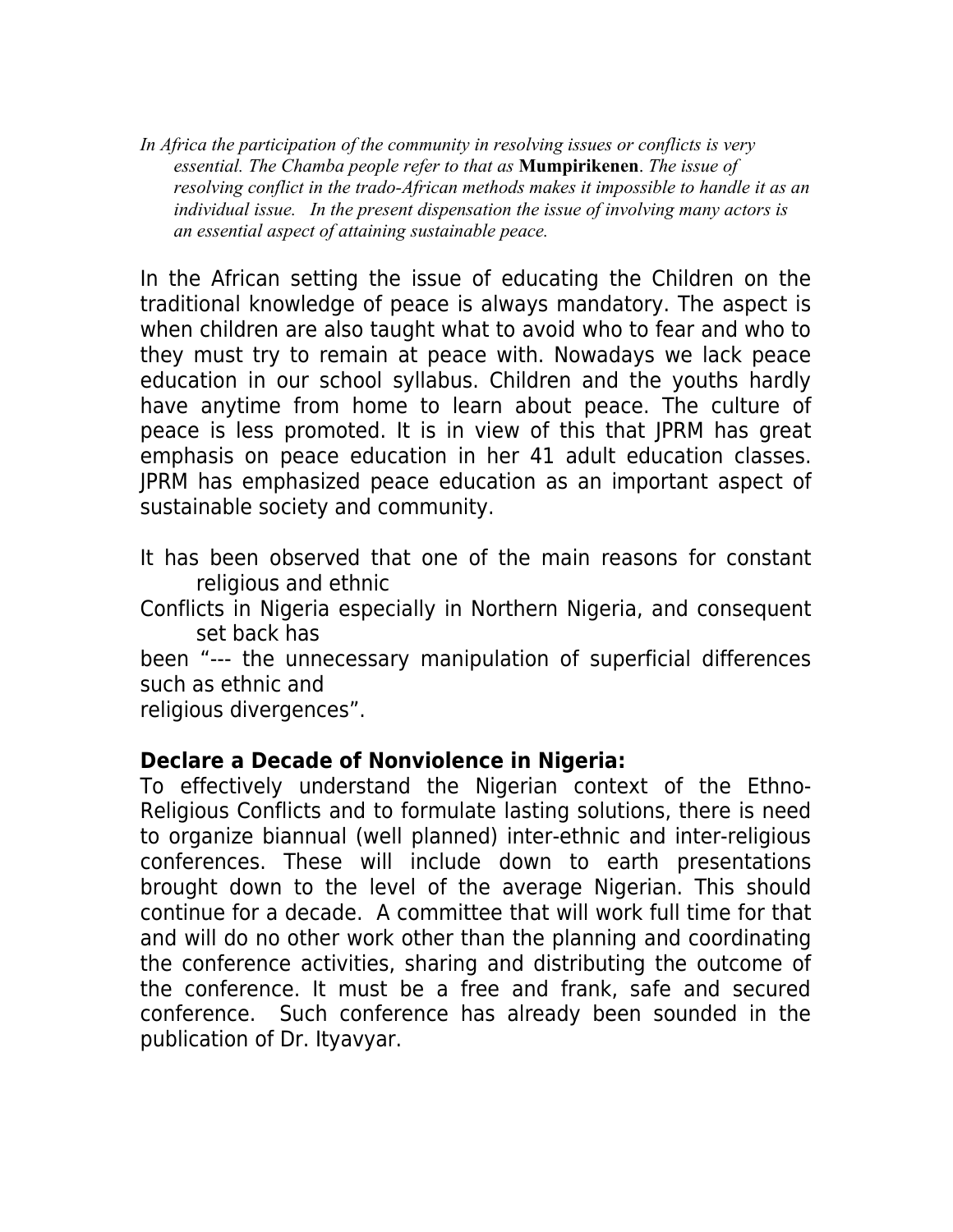*In Africa the participation of the community in resolving issues or conflicts is very essential. The Chamba people refer to that as* **Mumpirikenen**. *The issue of resolving conflict in the trado-African methods makes it impossible to handle it as an individual issue. In the present dispensation the issue of involving many actors is an essential aspect of attaining sustainable peace.*

In the African setting the issue of educating the Children on the traditional knowledge of peace is always mandatory. The aspect is when children are also taught what to avoid who to fear and who to they must try to remain at peace with. Nowadays we lack peace education in our school syllabus. Children and the youths hardly have anytime from home to learn about peace. The culture of peace is less promoted. It is in view of this that JPRM has great emphasis on peace education in her 41 adult education classes. JPRM has emphasized peace education as an important aspect of sustainable society and community.

It has been observed that one of the main reasons for constant religious and ethnic Conflicts in Nigeria especially in Northern Nigeria, and consequent set back has been "--- the unnecessary manipulation of superficial differences such as ethnic and religious divergences".

**Declare a Decade of Nonviolence in Nigeria:**

To effectively understand the Nigerian context of the Ethno-Religious Conflicts and to formulate lasting solutions, there is need to organize biannual (well planned) inter-ethnic and inter-religious conferences. These will include down to earth presentations brought down to the level of the average Nigerian. This should continue for a decade. A committee that will work full time for that and will do no other work other than the planning and coordinating the conference activities, sharing and distributing the outcome of the conference. It must be a free and frank, safe and secured conference. Such conference has already been sounded in the publication of Dr. Ityavyar.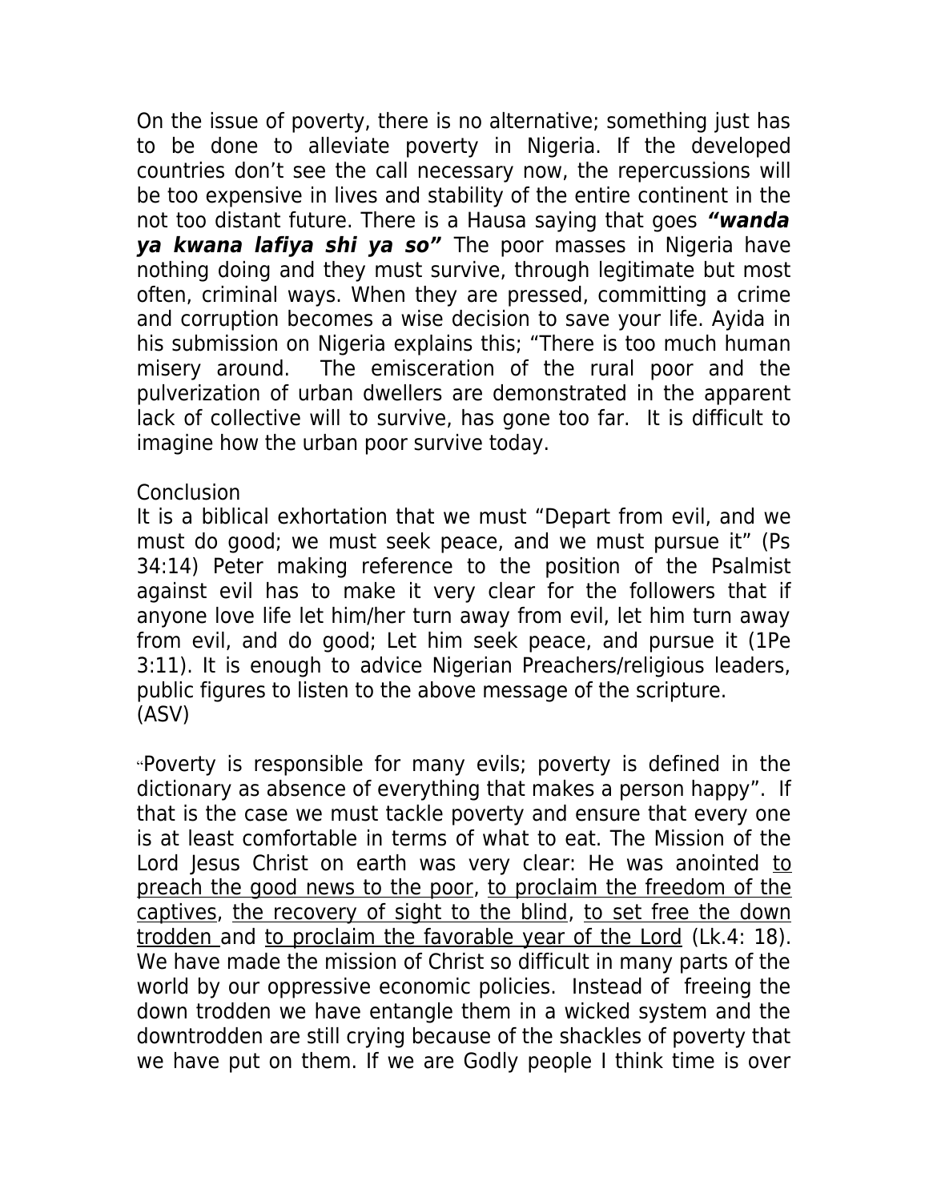On the issue of poverty, there is no alternative; something just has to be done to alleviate poverty in Nigeria. If the developed countries don't see the call necessary now, the repercussions will be too expensive in lives and stability of the entire continent in the not too distant future. There is a Hausa saying that goes ***"wanda ya kwana lafiya shi ya so"*** The poor masses in Nigeria have nothing doing and they must survive, through legitimate but most often, criminal ways. When they are pressed, committing a crime and corruption becomes a wise decision to save your life. Ayida in his submission on Nigeria explains this; "There is too much human misery around. The emisceration of the rural poor and the pulverization of urban dwellers are demonstrated in the apparent lack of collective will to survive, has gone too far. It is difficult to imagine how the urban poor survive today.

Conclusion

It is a biblical exhortation that we must "Depart from evil, and we must do good; we must seek peace, and we must pursue it" (Ps 34:14) Peter making reference to the position of the Psalmist against evil has to make it very clear for the followers that if anyone love life let him/her turn away from evil, let him turn away from evil, and do good; Let him seek peace, and pursue it (1Pe 3:11). It is enough to advice Nigerian Preachers/religious leaders, public figures to listen to the above message of the scripture. (ASV)

"Poverty is responsible for many evils; poverty is defined in the dictionary as absence of everything that makes a person happy". If that is the case we must tackle poverty and ensure that every one is at least comfortable in terms of what to eat. The Mission of the Lord Jesus Christ on earth was very clear: He was anointed <u>to preach the good news to the poor</u>, <u>to proclaim the freedom of the captives</u>, <u>the recovery of sight to the blind</u>, <u>to set free the down trodden</u> and <u>to proclaim the favorable year of the Lord</u> (Lk.4: 18). We have made the mission of Christ so difficult in many parts of the world by our oppressive economic policies. Instead of freeing the down trodden we have entangle them in a wicked system and the downtrodden are still crying because of the shackles of poverty that we have put on them. If we are Godly people I think time is over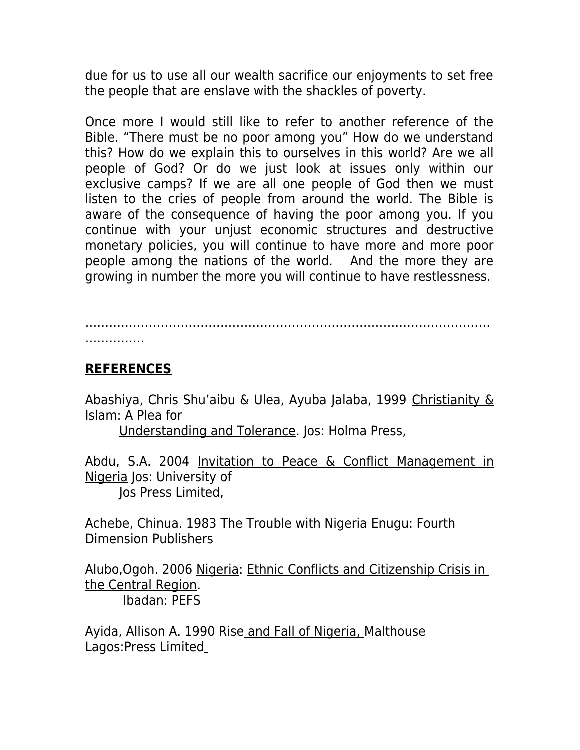due for us to use all our wealth sacrifice our enjoyments to set free the people that are enslave with the shackles of poverty.

Once more I would still like to refer to another reference of the Bible. "There must be no poor among you" How do we understand this? How do we explain this to ourselves in this world? Are we all people of God? Or do we just look at issues only within our exclusive camps? If we are all one people of God then we must listen to the cries of people from around the world. The Bible is aware of the consequence of having the poor among you. If you continue with your unjust economic structures and destructive monetary policies, you will continue to have more and more poor people among the nations of the world. And the more they are growing in number the more you will continue to have restlessness.

………………………………………………………………………………………………………

## REFERENCES

Abashiya, Chris Shu'aibu & Ulea, Ayuba Jalaba, 1999 Christianity & Islam: A Plea for Understanding and Tolerance. Jos: Holma Press,

Abdu, S.A. 2004 Invitation to Peace & Conflict Management in Nigeria Jos: University of Jos Press Limited,

Achebe, Chinua. 1983 The Trouble with Nigeria Enugu: Fourth Dimension Publishers

Alubo,Ogoh. 2006 Nigeria: Ethnic Conflicts and Citizenship Crisis in the Central Region. Ibadan: PEFS

Ayida, Allison A. 1990 Rise and Fall of Nigeria, Malthouse Lagos:Press Limited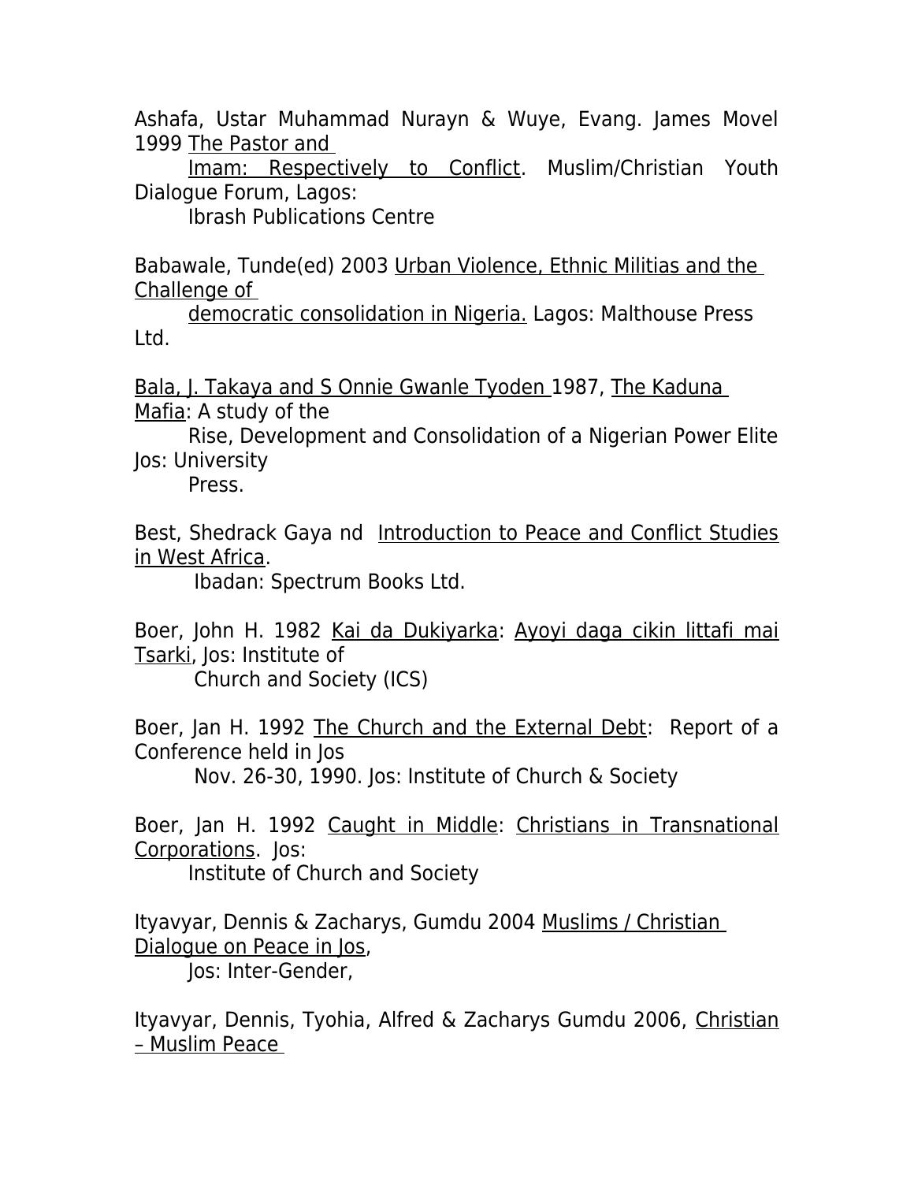Ashafa, Ustar Muhammad Nurayn & Wuye, Evang. James Movel 1999 <u>The Pastor and Imam: Respectively to Conflict</u>. Muslim/Christian Youth Dialogue Forum, Lagos: Ibrash Publications Centre

Babawale, Tunde(ed) 2003 <u>Urban Violence, Ethnic Militias and the Challenge of democratic consolidation in Nigeria.</u> Lagos: Malthouse Press Ltd.

<u>Bala, J. Takaya and S Onnie Gwanle Tyoden</u> 1987, <u>The Kaduna Mafia</u>: A study of the Rise, Development and Consolidation of a Nigerian Power Elite Jos: University Press.

Best, Shedrack Gaya nd <u>Introduction to Peace and Conflict Studies in West Africa</u>. Ibadan: Spectrum Books Ltd.

Boer, John H. 1982 <u>Kai da Dukiyarka</u>: <u>Ayoyi daga cikin littafi mai Tsarki</u>, Jos: Institute of Church and Society (ICS)

Boer, Jan H. 1992 <u>The Church and the External Debt</u>: Report of a Conference held in Jos Nov. 26-30, 1990. Jos: Institute of Church & Society

Boer, Jan H. 1992 <u>Caught in Middle</u>: <u>Christians in Transnational Corporations</u>. Jos: Institute of Church and Society

Ityavyar, Dennis & Zacharys, Gumdu 2004 <u>Muslims / Christian Dialogue on Peace in Jos</u>, Jos: Inter-Gender,

Ityavyar, Dennis, Tyohia, Alfred & Zacharys Gumdu 2006, <u>Christian – Muslim Peace</u>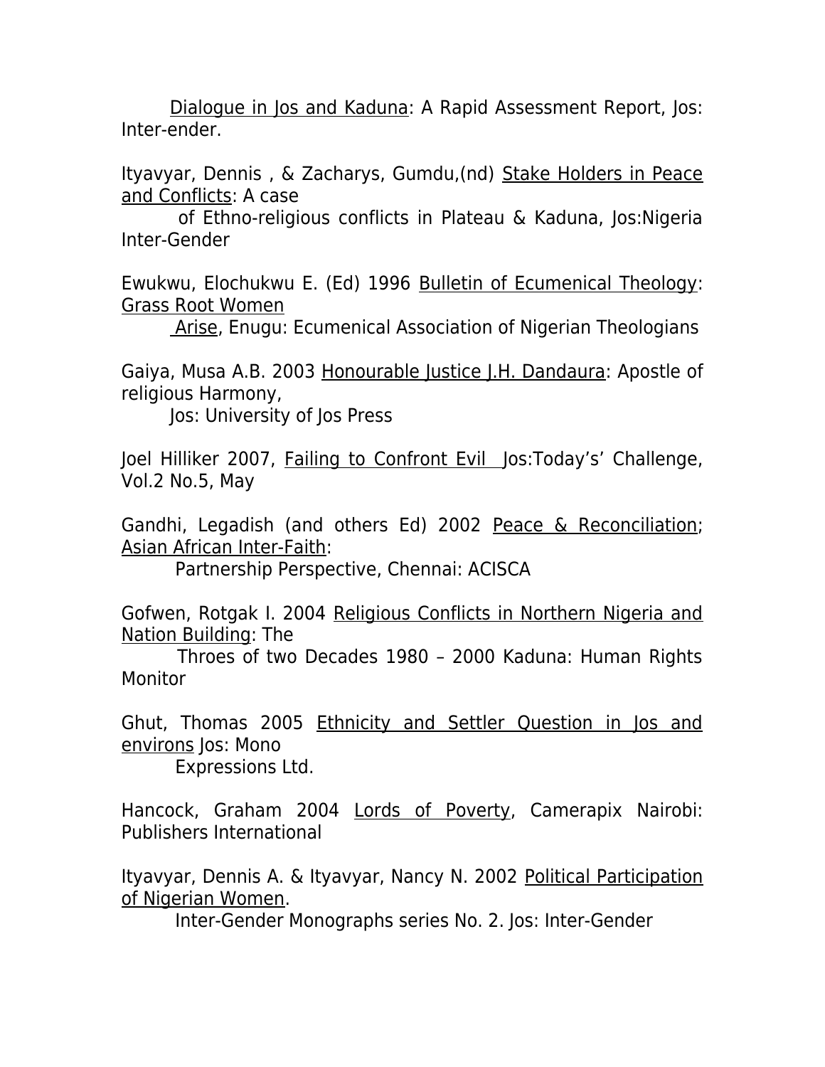Dialogue in Jos and Kaduna: A Rapid Assessment Report, Jos: Inter-ender.

Ityavyar, Dennis , & Zacharys, Gumdu,(nd) Stake Holders in Peace and Conflicts: A case of Ethno-religious conflicts in Plateau & Kaduna, Jos:Nigeria Inter-Gender

Ewukwu, Elochukwu E. (Ed) 1996 Bulletin of Ecumenical Theology: Grass Root Women Arise, Enugu: Ecumenical Association of Nigerian Theologians

Gaiya, Musa A.B. 2003 Honourable Justice J.H. Dandaura: Apostle of religious Harmony, Jos: University of Jos Press

Joel Hilliker 2007, Failing to Confront Evil Jos:Today's' Challenge, Vol.2 No.5, May

Gandhi, Legadish (and others Ed) 2002 Peace & Reconciliation; Asian African Inter-Faith: Partnership Perspective, Chennai: ACISCA

Gofwen, Rotgak I. 2004 Religious Conflicts in Northern Nigeria and Nation Building: The Throes of two Decades 1980 – 2000 Kaduna: Human Rights Monitor

Ghut, Thomas 2005 Ethnicity and Settler Question in Jos and environs Jos: Mono Expressions Ltd.

Hancock, Graham 2004 Lords of Poverty, Camerapix Nairobi: Publishers International

Ityavyar, Dennis A. & Ityavyar, Nancy N. 2002 Political Participation of Nigerian Women. Inter-Gender Monographs series No. 2. Jos: Inter-Gender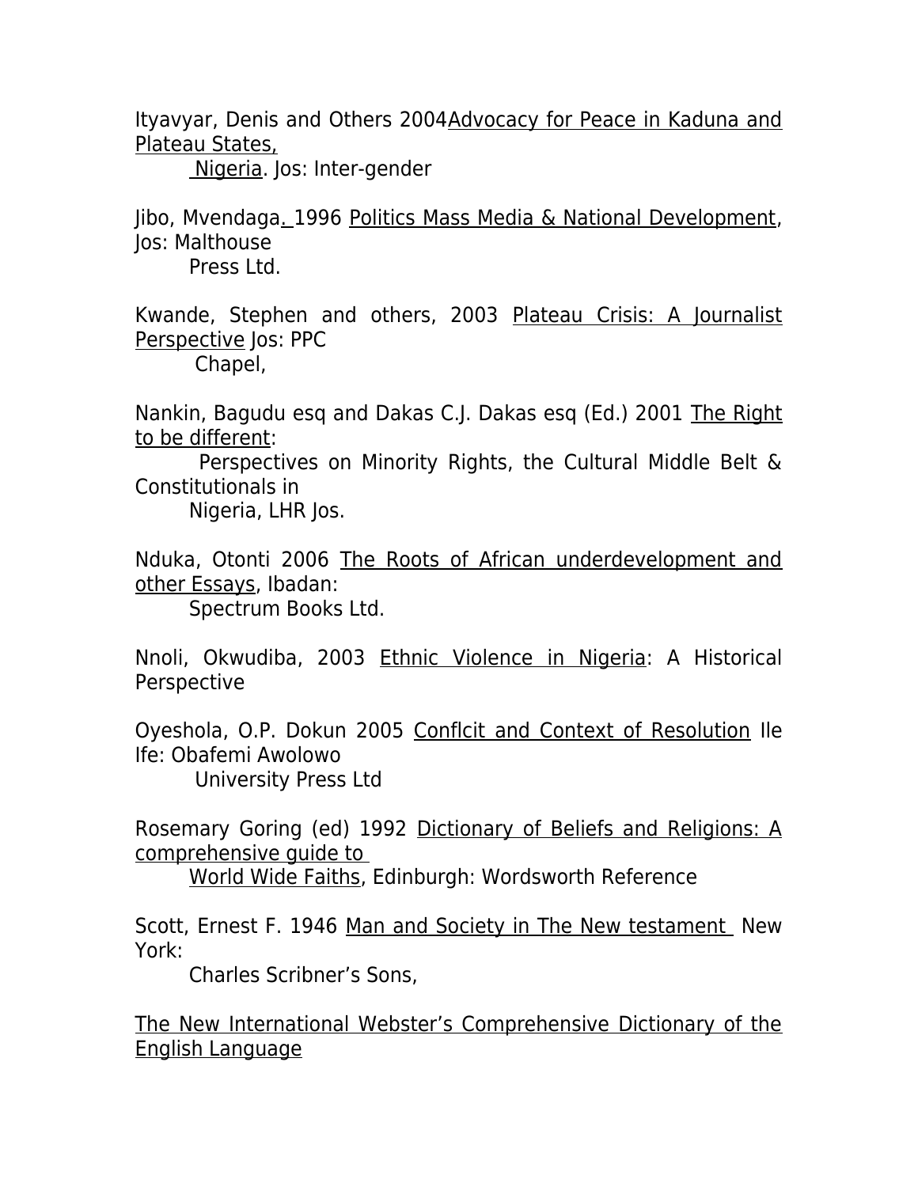Ityavyar, Denis and Others 2004Advocacy for Peace in Kaduna and Plateau States, Nigeria. Jos: Inter-gender

Jibo, Mvendaga. 1996 Politics Mass Media & National Development, Jos: Malthouse Press Ltd.

Kwande, Stephen and others, 2003 Plateau Crisis: A Journalist Perspective Jos: PPC Chapel,

Nankin, Bagudu esq and Dakas C.J. Dakas esq (Ed.) 2001 The Right to be different: Perspectives on Minority Rights, the Cultural Middle Belt & Constitutionals in Nigeria, LHR Jos.

Nduka, Otonti 2006 The Roots of African underdevelopment and other Essays, Ibadan: Spectrum Books Ltd.

Nnoli, Okwudiba, 2003 Ethnic Violence in Nigeria: A Historical Perspective

Oyeshola, O.P. Dokun 2005 Conflcit and Context of Resolution Ile Ife: Obafemi Awolowo University Press Ltd

Rosemary Goring (ed) 1992 Dictionary of Beliefs and Religions: A comprehensive guide to World Wide Faiths, Edinburgh: Wordsworth Reference

Scott, Ernest F. 1946 Man and Society in The New testament New York: Charles Scribner's Sons,

The New International Webster's Comprehensive Dictionary of the English Language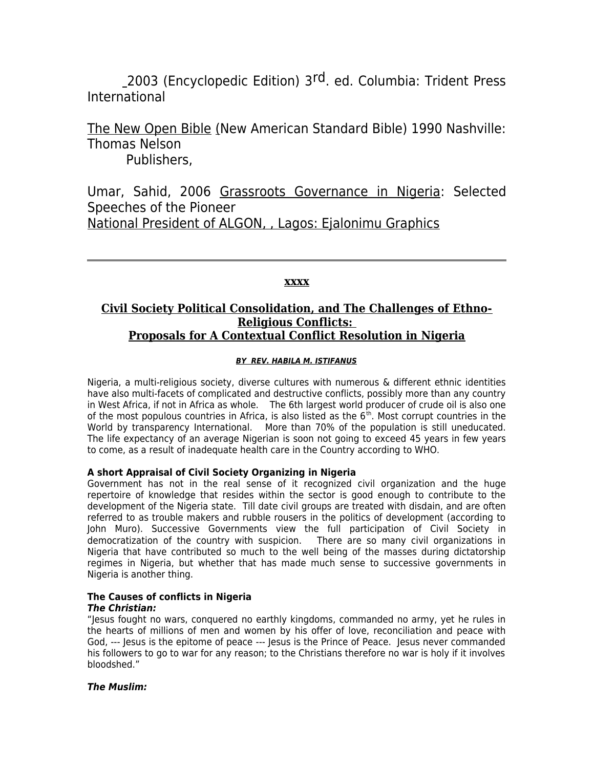_2003 (Encyclopedic Edition) 3rd. ed. Columbia: Trident Press International

The New Open Bible (New American Standard Bible) 1990 Nashville: Thomas Nelson Publishers,

Umar, Sahid, 2006 Grassroots Governance in Nigeria: Selected Speeches of the Pioneer National President of ALGON, , Lagos: Ejalonimu Graphics

---

**xxxx**

## Civil Society Political Consolidation, and The Challenges of Ethno-Religious Conflicts: Proposals for A Contextual Conflict Resolution in Nigeria

***BY REV. HABILA M. ISTIFANUS***

Nigeria, a multi-religious society, diverse cultures with numerous & different ethnic identities have also multi-facets of complicated and destructive conflicts, possibly more than any country in West Africa, if not in Africa as whole. The 6th largest world producer of crude oil is also one of the most populous countries in Africa, is also listed as the 6th. Most corrupt countries in the World by transparency International. More than 70% of the population is still uneducated. The life expectancy of an average Nigerian is soon not going to exceed 45 years in few years to come, as a result of inadequate health care in the Country according to WHO.

**A short Appraisal of Civil Society Organizing in Nigeria**

Government has not in the real sense of it recognized civil organization and the huge repertoire of knowledge that resides within the sector is good enough to contribute to the development of the Nigeria state. Till date civil groups are treated with disdain, and are often referred to as trouble makers and rubble rousers in the politics of development (according to John Muro). Successive Governments view the full participation of Civil Society in democratization of the country with suspicion. There are so many civil organizations in Nigeria that have contributed so much to the well being of the masses during dictatorship regimes in Nigeria, but whether that has made much sense to successive governments in Nigeria is another thing.

**The Causes of conflicts in Nigeria**

***The Christian:***

"Jesus fought no wars, conquered no earthly kingdoms, commanded no army, yet he rules in the hearts of millions of men and women by his offer of love, reconciliation and peace with God, --- Jesus is the epitome of peace --- Jesus is the Prince of Peace. Jesus never commanded his followers to go to war for any reason; to the Christians therefore no war is holy if it involves bloodshed."

***The Muslim:***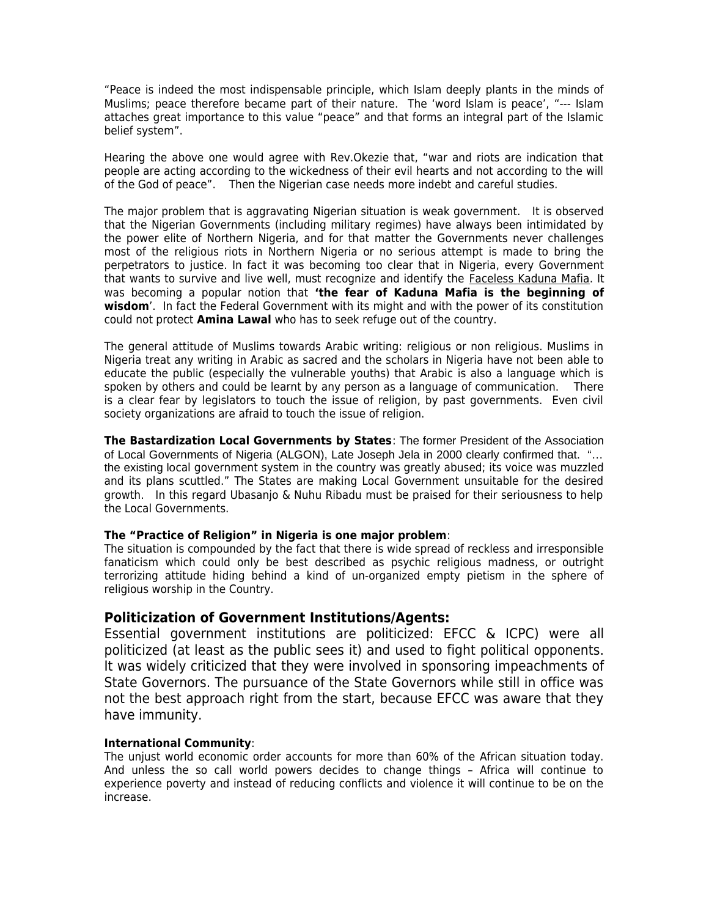"Peace is indeed the most indispensable principle, which Islam deeply plants in the minds of Muslims; peace therefore became part of their nature. The 'word Islam is peace', "--- Islam attaches great importance to this value "peace" and that forms an integral part of the Islamic belief system".

Hearing the above one would agree with Rev.Okezie that, "war and riots are indication that people are acting according to the wickedness of their evil hearts and not according to the will of the God of peace". Then the Nigerian case needs more indebt and careful studies.

The major problem that is aggravating Nigerian situation is weak government. It is observed that the Nigerian Governments (including military regimes) have always been intimidated by the power elite of Northern Nigeria, and for that matter the Governments never challenges most of the religious riots in Northern Nigeria or no serious attempt is made to bring the perpetrators to justice. In fact it was becoming too clear that in Nigeria, every Government that wants to survive and live well, must recognize and identify the Faceless Kaduna Mafia. It was becoming a popular notion that **'the fear of Kaduna Mafia is the beginning of wisdom**'. In fact the Federal Government with its might and with the power of its constitution could not protect **Amina Lawal** who has to seek refuge out of the country.

The general attitude of Muslims towards Arabic writing: religious or non religious. Muslims in Nigeria treat any writing in Arabic as sacred and the scholars in Nigeria have not been able to educate the public (especially the vulnerable youths) that Arabic is also a language which is spoken by others and could be learnt by any person as a language of communication. There is a clear fear by legislators to touch the issue of religion, by past governments. Even civil society organizations are afraid to touch the issue of religion.

**The Bastardization Local Governments by States**: The former President of the Association of Local Governments of Nigeria (ALGON), Late Joseph Jela in 2000 clearly confirmed that. "… the existing local government system in the country was greatly abused; its voice was muzzled and its plans scuttled." The States are making Local Government unsuitable for the desired growth. In this regard Ubasanjo & Nuhu Ribadu must be praised for their seriousness to help the Local Governments.

**The "Practice of Religion" in Nigeria is one major problem**:
The situation is compounded by the fact that there is wide spread of reckless and irresponsible fanaticism which could only be best described as psychic religious madness, or outright terrorizing attitude hiding behind a kind of un-organized empty pietism in the sphere of religious worship in the Country.

## Politicization of Government Institutions/Agents:

Essential government institutions are politicized: EFCC & ICPC) were all politicized (at least as the public sees it) and used to fight political opponents. It was widely criticized that they were involved in sponsoring impeachments of State Governors. The pursuance of the State Governors while still in office was not the best approach right from the start, because EFCC was aware that they have immunity.

**International Community**:
The unjust world economic order accounts for more than 60% of the African situation today. And unless the so call world powers decides to change things – Africa will continue to experience poverty and instead of reducing conflicts and violence it will continue to be on the increase.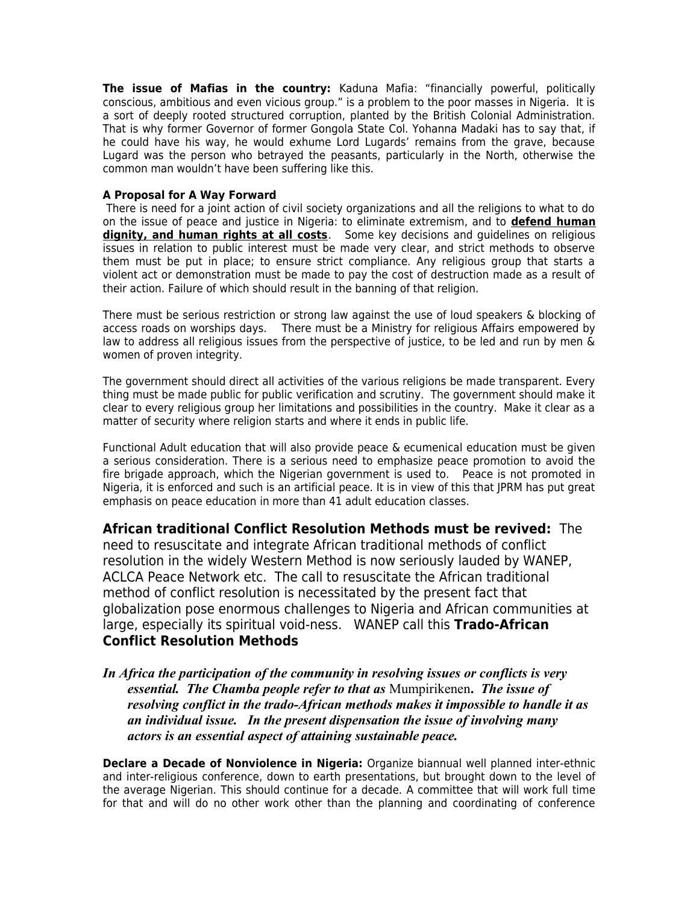**The issue of Mafias in the country:** Kaduna Mafia: "financially powerful, politically conscious, ambitious and even vicious group." is a problem to the poor masses in Nigeria. It is a sort of deeply rooted structured corruption, planted by the British Colonial Administration. That is why former Governor of former Gongola State Col. Yohanna Madaki has to say that, if he could have his way, he would exhume Lord Lugards' remains from the grave, because Lugard was the person who betrayed the peasants, particularly in the North, otherwise the common man wouldn't have been suffering like this.

**A Proposal for A Way Forward**

There is need for a joint action of civil society organizations and all the religions to what to do on the issue of peace and justice in Nigeria: to eliminate extremism, and to **defend human dignity, and human rights at all costs**. Some key decisions and guidelines on religious issues in relation to public interest must be made very clear, and strict methods to observe them must be put in place; to ensure strict compliance. Any religious group that starts a violent act or demonstration must be made to pay the cost of destruction made as a result of their action. Failure of which should result in the banning of that religion.

There must be serious restriction or strong law against the use of loud speakers & blocking of access roads on worships days. There must be a Ministry for religious Affairs empowered by law to address all religious issues from the perspective of justice, to be led and run by men & women of proven integrity.

The government should direct all activities of the various religions be made transparent. Every thing must be made public for public verification and scrutiny. The government should make it clear to every religious group her limitations and possibilities in the country. Make it clear as a matter of security where religion starts and where it ends in public life.

Functional Adult education that will also provide peace & ecumenical education must be given a serious consideration. There is a serious need to emphasize peace promotion to avoid the fire brigade approach, which the Nigerian government is used to. Peace is not promoted in Nigeria, it is enforced and such is an artificial peace. It is in view of this that JPRM has put great emphasis on peace education in more than 41 adult education classes.

**African traditional Conflict Resolution Methods must be revived:** The need to resuscitate and integrate African traditional methods of conflict resolution in the widely Western Method is now seriously lauded by WANEP, ACLCA Peace Network etc. The call to resuscitate the African traditional method of conflict resolution is necessitated by the present fact that globalization pose enormous challenges to Nigeria and African communities at large, especially its spiritual void-ness. WANEP call this **Trado-African Conflict Resolution Methods**

***In Africa the participation of the community in resolving issues or conflicts is very essential. The Chamba people refer to that as*** Mumpirikenen***. The issue of resolving conflict in the trado-African methods makes it impossible to handle it as an individual issue. In the present dispensation the issue of involving many actors is an essential aspect of attaining sustainable peace.***

**Declare a Decade of Nonviolence in Nigeria:** Organize biannual well planned inter-ethnic and inter-religious conference, down to earth presentations, but brought down to the level of the average Nigerian. This should continue for a decade. A committee that will work full time for that and will do no other work other than the planning and coordinating of conference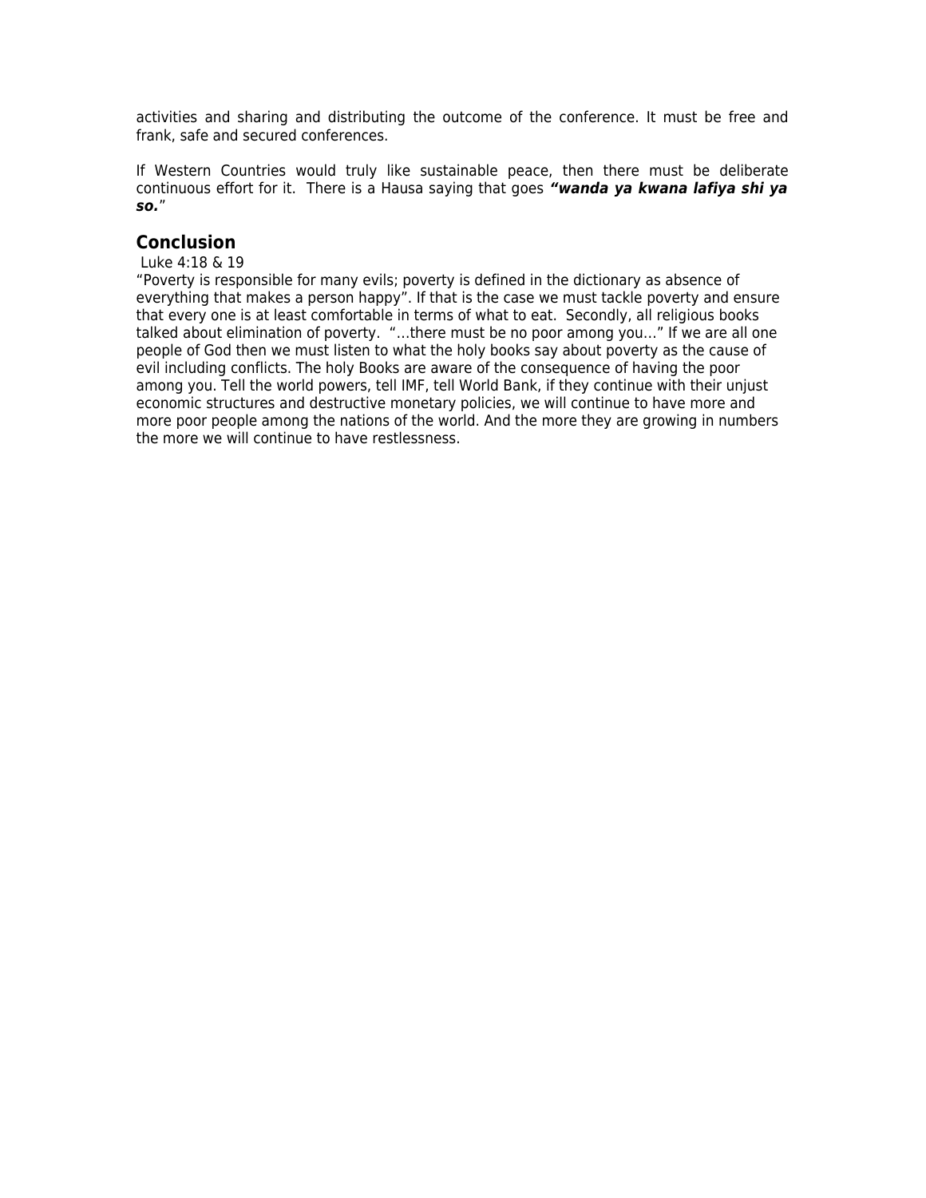activities and sharing and distributing the outcome of the conference. It must be free and frank, safe and secured conferences.

If Western Countries would truly like sustainable peace, then there must be deliberate continuous effort for it. There is a Hausa saying that goes ***"wanda ya kwana lafiya shi ya so."***"

## Conclusion

Luke 4:18 & 19

"Poverty is responsible for many evils; poverty is defined in the dictionary as absence of everything that makes a person happy". If that is the case we must tackle poverty and ensure that every one is at least comfortable in terms of what to eat. Secondly, all religious books talked about elimination of poverty. "…there must be no poor among you…" If we are all one people of God then we must listen to what the holy books say about poverty as the cause of evil including conflicts. The holy Books are aware of the consequence of having the poor among you. Tell the world powers, tell IMF, tell World Bank, if they continue with their unjust economic structures and destructive monetary policies, we will continue to have more and more poor people among the nations of the world. And the more they are growing in numbers the more we will continue to have restlessness.